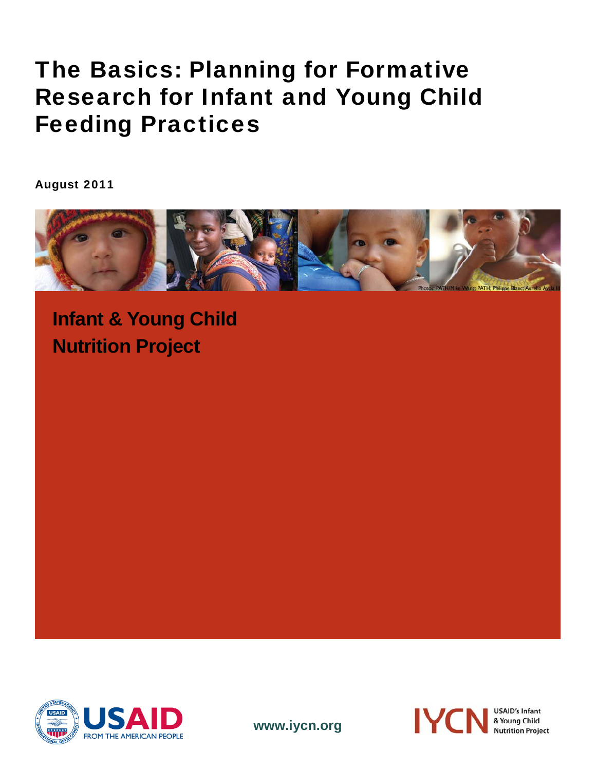# The Basics: Planning for Formative Research for Infant and Young Child Feeding Practices

**August 2011**

Photos: PATH/Mike Wang; PATH; Philippe Blanc; Aurelio Ayala III

## Infant & Young Child Nutrition Project

USAID FROM THE AMERICAN PEOPLE

www.iycn.org

IYCN USAID's Infant & Young Child Nutrition Project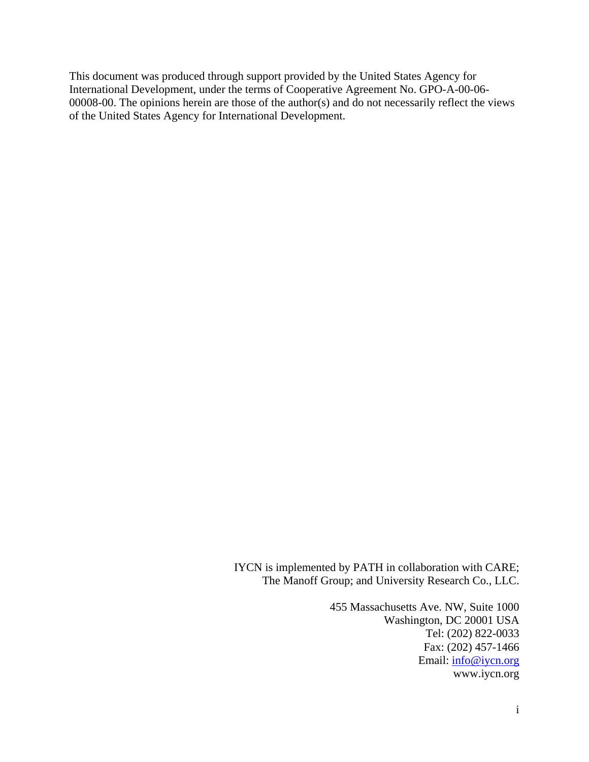This document was produced through support provided by the United States Agency for International Development, under the terms of Cooperative Agreement No. GPO-A-00-06-00008-00. The opinions herein are those of the author(s) and do not necessarily reflect the views of the United States Agency for International Development.

IYCN is implemented by PATH in collaboration with CARE; The Manoff Group; and University Research Co., LLC.

455 Massachusetts Ave. NW, Suite 1000  
Washington, DC 20001 USA  
Tel: (202) 822-0033  
Fax: (202) 457-1466  
Email: info@iycn.org  
www.iycn.org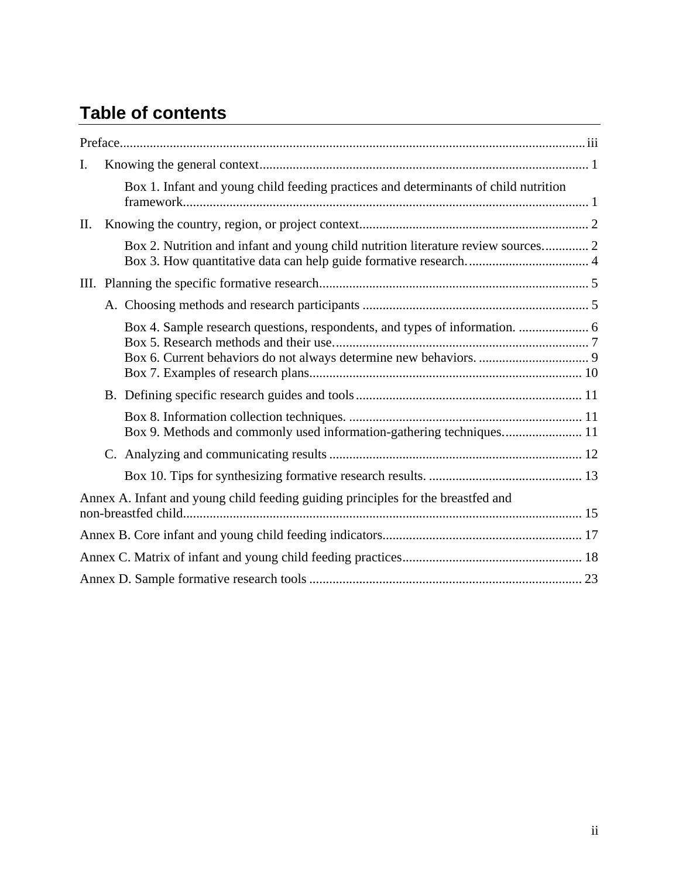## Table of contents

Preface ..... iii

I. Knowing the general context ..... 1

- Box 1. Infant and young child feeding practices and determinants of child nutrition framework ..... 1

II. Knowing the country, region, or project context ..... 2

- Box 2. Nutrition and infant and young child nutrition literature review sources ..... 2
- Box 3. How quantitative data can help guide formative research ..... 4

III. Planning the specific formative research ..... 5

- A. Choosing methods and research participants ..... 5
  - Box 4. Sample research questions, respondents, and types of information ..... 6
  - Box 5. Research methods and their use ..... 7
  - Box 6. Current behaviors do not always determine new behaviors ..... 9
  - Box 7. Examples of research plans ..... 10
- B. Defining specific research guides and tools ..... 11
  - Box 8. Information collection techniques ..... 11
  - Box 9. Methods and commonly used information-gathering techniques ..... 11
- C. Analyzing and communicating results ..... 12
  - Box 10. Tips for synthesizing formative research results ..... 13

Annex A. Infant and young child feeding guiding principles for the breastfed and non-breastfed child ..... 15

Annex B. Core infant and young child feeding indicators ..... 17

Annex C. Matrix of infant and young child feeding practices ..... 18

Annex D. Sample formative research tools ..... 23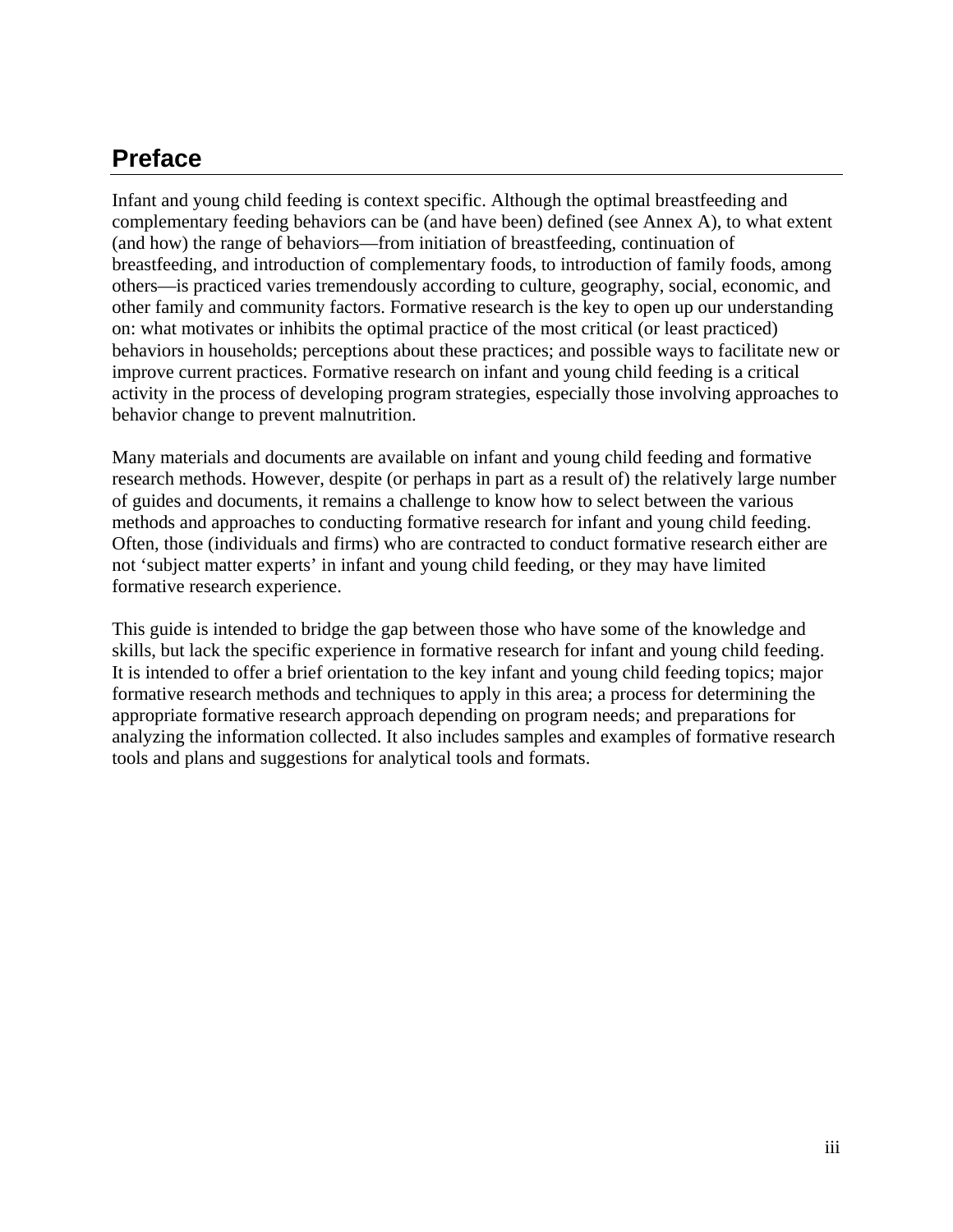## Preface

Infant and young child feeding is context specific. Although the optimal breastfeeding and complementary feeding behaviors can be (and have been) defined (see Annex A), to what extent (and how) the range of behaviors—from initiation of breastfeeding, continuation of breastfeeding, and introduction of complementary foods, to introduction of family foods, among others—is practiced varies tremendously according to culture, geography, social, economic, and other family and community factors. Formative research is the key to open up our understanding on: what motivates or inhibits the optimal practice of the most critical (or least practiced) behaviors in households; perceptions about these practices; and possible ways to facilitate new or improve current practices. Formative research on infant and young child feeding is a critical activity in the process of developing program strategies, especially those involving approaches to behavior change to prevent malnutrition.

Many materials and documents are available on infant and young child feeding and formative research methods. However, despite (or perhaps in part as a result of) the relatively large number of guides and documents, it remains a challenge to know how to select between the various methods and approaches to conducting formative research for infant and young child feeding. Often, those (individuals and firms) who are contracted to conduct formative research either are not 'subject matter experts' in infant and young child feeding, or they may have limited formative research experience.

This guide is intended to bridge the gap between those who have some of the knowledge and skills, but lack the specific experience in formative research for infant and young child feeding. It is intended to offer a brief orientation to the key infant and young child feeding topics; major formative research methods and techniques to apply in this area; a process for determining the appropriate formative research approach depending on program needs; and preparations for analyzing the information collected. It also includes samples and examples of formative research tools and plans and suggestions for analytical tools and formats.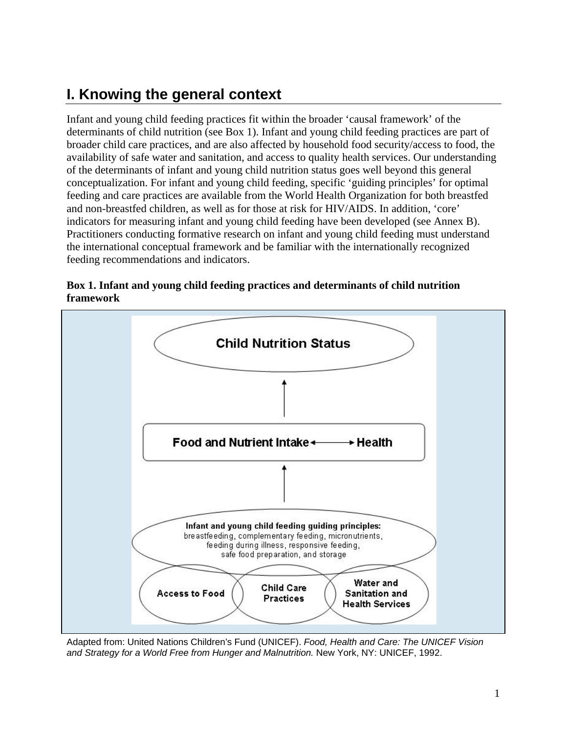# I. Knowing the general context

Infant and young child feeding practices fit within the broader ‘causal framework’ of the determinants of child nutrition (see Box 1). Infant and young child feeding practices are part of broader child care practices, and are also affected by household food security/access to food, the availability of safe water and sanitation, and access to quality health services. Our understanding of the determinants of infant and young child nutrition status goes well beyond this general conceptualization. For infant and young child feeding, specific ‘guiding principles’ for optimal feeding and care practices are available from the World Health Organization for both breastfed and non-breastfed children, as well as for those at risk for HIV/AIDS. In addition, ‘core’ indicators for measuring infant and young child feeding have been developed (see Annex B). Practitioners conducting formative research on infant and young child feeding must understand the international conceptual framework and be familiar with the internationally recognized feeding recommendations and indicators.

**Box 1. Infant and young child feeding practices and determinants of child nutrition framework**

Child Nutrition Status

↑

Food and Nutrient Intake ←→ Health

↑

**Infant and young child feeding guiding principles:** breastfeeding, complementary feeding, micronutrients, feeding during illness, responsive feeding, safe food preparation, and storage

Access to Food | Child Care Practices | Water and Sanitation and Health Services

Adapted from: United Nations Children’s Fund (UNICEF). *Food, Health and Care: The UNICEF Vision and Strategy for a World Free from Hunger and Malnutrition.* New York, NY: UNICEF, 1992.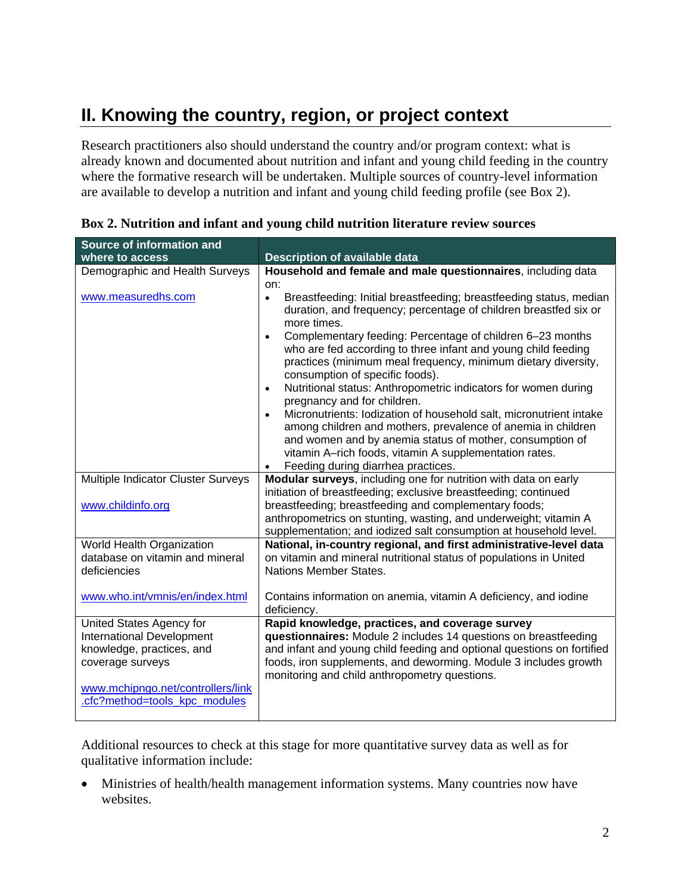## II. Knowing the country, region, or project context

Research practitioners also should understand the country and/or program context: what is already known and documented about nutrition and infant and young child feeding in the country where the formative research will be undertaken. Multiple sources of country-level information are available to develop a nutrition and infant and young child feeding profile (see Box 2).

**Box 2. Nutrition and infant and young child nutrition literature review sources**

| Source of information and where to access | Description of available data |
|---|---|
| Demographic and Health Surveys<br><br>www.measuredhs.com | **Household and female and male questionnaires**, including data on:<br>• Breastfeeding: Initial breastfeeding; breastfeeding status, median duration, and frequency; percentage of children breastfed six or more times.<br>• Complementary feeding: Percentage of children 6–23 months who are fed according to three infant and young child feeding practices (minimum meal frequency, minimum dietary diversity, consumption of specific foods).<br>• Nutritional status: Anthropometric indicators for women during pregnancy and for children.<br>• Micronutrients: Iodization of household salt, micronutrient intake among children and mothers, prevalence of anemia in children and women and by anemia status of mother, consumption of vitamin A–rich foods, vitamin A supplementation rates.<br>• Feeding during diarrhea practices. |
| Multiple Indicator Cluster Surveys<br><br>www.childinfo.org | **Modular surveys**, including one for nutrition with data on early initiation of breastfeeding; exclusive breastfeeding; continued breastfeeding; breastfeeding and complementary foods; anthropometrics on stunting, wasting, and underweight; vitamin A supplementation; and iodized salt consumption at household level. |
| World Health Organization database on vitamin and mineral deficiencies<br><br>www.who.int/vmnis/en/index.html | **National, in-country regional, and first administrative-level data** on vitamin and mineral nutritional status of populations in United Nations Member States.<br><br>Contains information on anemia, vitamin A deficiency, and iodine deficiency. |
| United States Agency for International Development knowledge, practices, and coverage surveys<br><br>www.mchipngo.net/controllers/link.cfc?method=tools_kpc_modules | **Rapid knowledge, practices, and coverage survey questionnaires:** Module 2 includes 14 questions on breastfeeding and infant and young child feeding and optional questions on fortified foods, iron supplements, and deworming. Module 3 includes growth monitoring and child anthropometry questions. |

Additional resources to check at this stage for more quantitative survey data as well as for qualitative information include:

- Ministries of health/health management information systems. Many countries now have websites.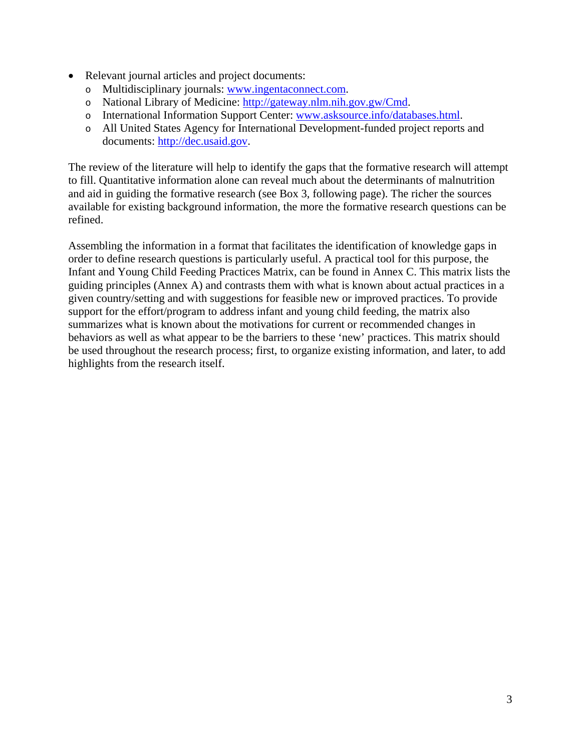- Relevant journal articles and project documents:
  - Multidisciplinary journals: www.ingentaconnect.com.
  - National Library of Medicine: http://gateway.nlm.nih.gov.gw/Cmd.
  - International Information Support Center: www.asksource.info/databases.html.
  - All United States Agency for International Development-funded project reports and documents: http://dec.usaid.gov.

The review of the literature will help to identify the gaps that the formative research will attempt to fill. Quantitative information alone can reveal much about the determinants of malnutrition and aid in guiding the formative research (see Box 3, following page). The richer the sources available for existing background information, the more the formative research questions can be refined.

Assembling the information in a format that facilitates the identification of knowledge gaps in order to define research questions is particularly useful. A practical tool for this purpose, the Infant and Young Child Feeding Practices Matrix, can be found in Annex C. This matrix lists the guiding principles (Annex A) and contrasts them with what is known about actual practices in a given country/setting and with suggestions for feasible new or improved practices. To provide support for the effort/program to address infant and young child feeding, the matrix also summarizes what is known about the motivations for current or recommended changes in behaviors as well as what appear to be the barriers to these 'new' practices. This matrix should be used throughout the research process; first, to organize existing information, and later, to add highlights from the research itself.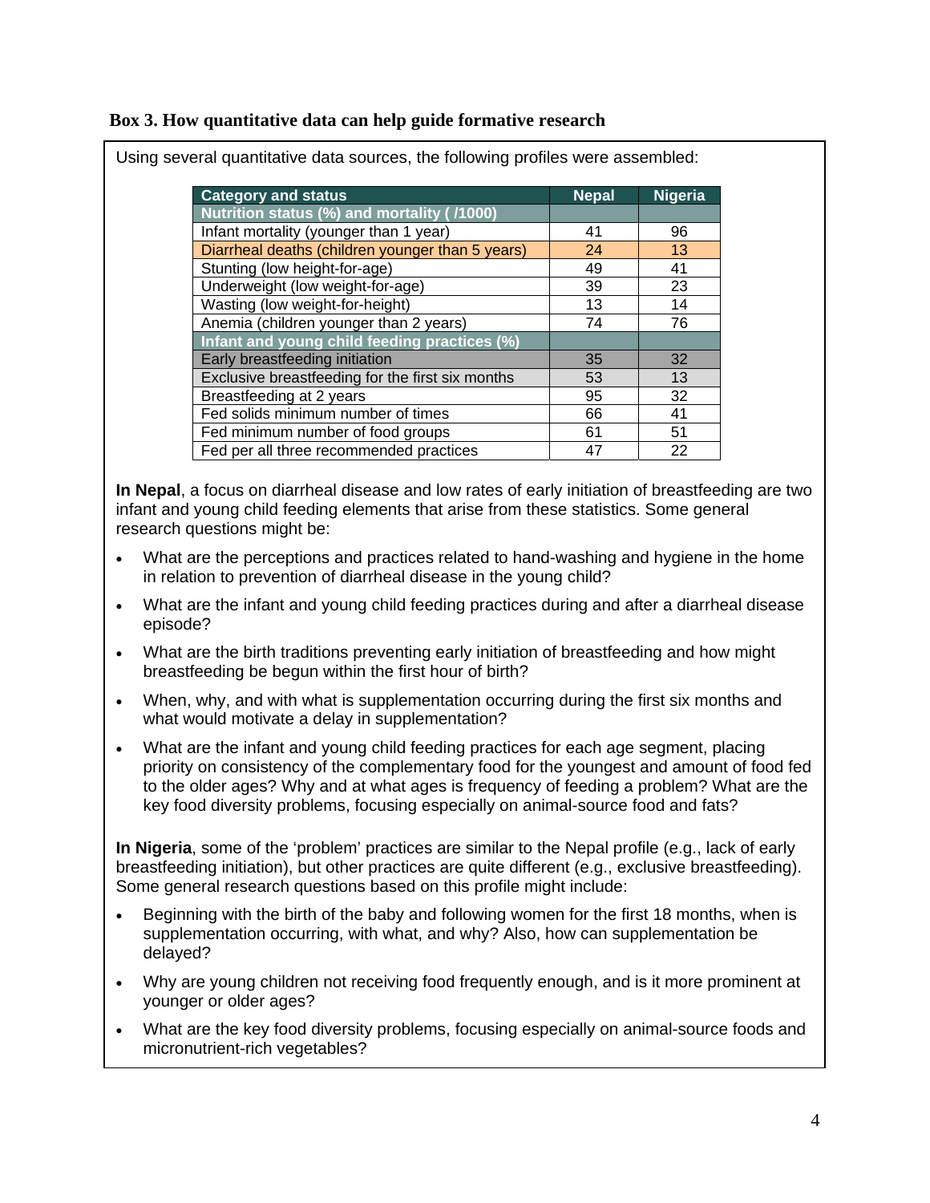**Box 3. How quantitative data can help guide formative research**

Using several quantitative data sources, the following profiles were assembled:

| Category and status | Nepal | Nigeria |
|---|---|---|
| **Nutrition status (%) and mortality ( /1000)** | | |
| Infant mortality (younger than 1 year) | 41 | 96 |
| Diarrheal deaths (children younger than 5 years) | 24 | 13 |
| Stunting (low height-for-age) | 49 | 41 |
| Underweight (low weight-for-age) | 39 | 23 |
| Wasting (low weight-for-height) | 13 | 14 |
| Anemia (children younger than 2 years) | 74 | 76 |
| **Infant and young child feeding practices (%)** | | |
| Early breastfeeding initiation | 35 | 32 |
| Exclusive breastfeeding for the first six months | 53 | 13 |
| Breastfeeding at 2 years | 95 | 32 |
| Fed solids minimum number of times | 66 | 41 |
| Fed minimum number of food groups | 61 | 51 |
| Fed per all three recommended practices | 47 | 22 |

**In Nepal**, a focus on diarrheal disease and low rates of early initiation of breastfeeding are two infant and young child feeding elements that arise from these statistics. Some general research questions might be:

- What are the perceptions and practices related to hand-washing and hygiene in the home in relation to prevention of diarrheal disease in the young child?
- What are the infant and young child feeding practices during and after a diarrheal disease episode?
- What are the birth traditions preventing early initiation of breastfeeding and how might breastfeeding be begun within the first hour of birth?
- When, why, and with what is supplementation occurring during the first six months and what would motivate a delay in supplementation?
- What are the infant and young child feeding practices for each age segment, placing priority on consistency of the complementary food for the youngest and amount of food fed to the older ages? Why and at what ages is frequency of feeding a problem? What are the key food diversity problems, focusing especially on animal-source food and fats?

**In Nigeria**, some of the 'problem' practices are similar to the Nepal profile (e.g., lack of early breastfeeding initiation), but other practices are quite different (e.g., exclusive breastfeeding). Some general research questions based on this profile might include:

- Beginning with the birth of the baby and following women for the first 18 months, when is supplementation occurring, with what, and why? Also, how can supplementation be delayed?
- Why are young children not receiving food frequently enough, and is it more prominent at younger or older ages?
- What are the key food diversity problems, focusing especially on animal-source foods and micronutrient-rich vegetables?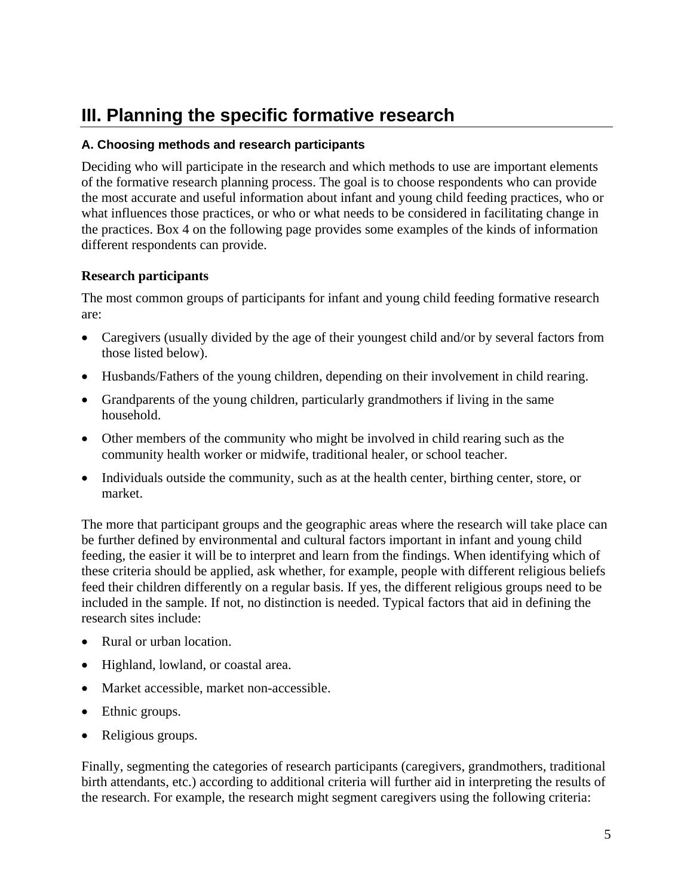# III. Planning the specific formative research

### A. Choosing methods and research participants

Deciding who will participate in the research and which methods to use are important elements of the formative research planning process. The goal is to choose respondents who can provide the most accurate and useful information about infant and young child feeding practices, who or what influences those practices, or who or what needs to be considered in facilitating change in the practices. Box 4 on the following page provides some examples of the kinds of information different respondents can provide.

**Research participants**

The most common groups of participants for infant and young child feeding formative research are:

- Caregivers (usually divided by the age of their youngest child and/or by several factors from those listed below).
- Husbands/Fathers of the young children, depending on their involvement in child rearing.
- Grandparents of the young children, particularly grandmothers if living in the same household.
- Other members of the community who might be involved in child rearing such as the community health worker or midwife, traditional healer, or school teacher.
- Individuals outside the community, such as at the health center, birthing center, store, or market.

The more that participant groups and the geographic areas where the research will take place can be further defined by environmental and cultural factors important in infant and young child feeding, the easier it will be to interpret and learn from the findings. When identifying which of these criteria should be applied, ask whether, for example, people with different religious beliefs feed their children differently on a regular basis. If yes, the different religious groups need to be included in the sample. If not, no distinction is needed. Typical factors that aid in defining the research sites include:

- Rural or urban location.
- Highland, lowland, or coastal area.
- Market accessible, market non-accessible.
- Ethnic groups.
- Religious groups.

Finally, segmenting the categories of research participants (caregivers, grandmothers, traditional birth attendants, etc.) according to additional criteria will further aid in interpreting the results of the research. For example, the research might segment caregivers using the following criteria: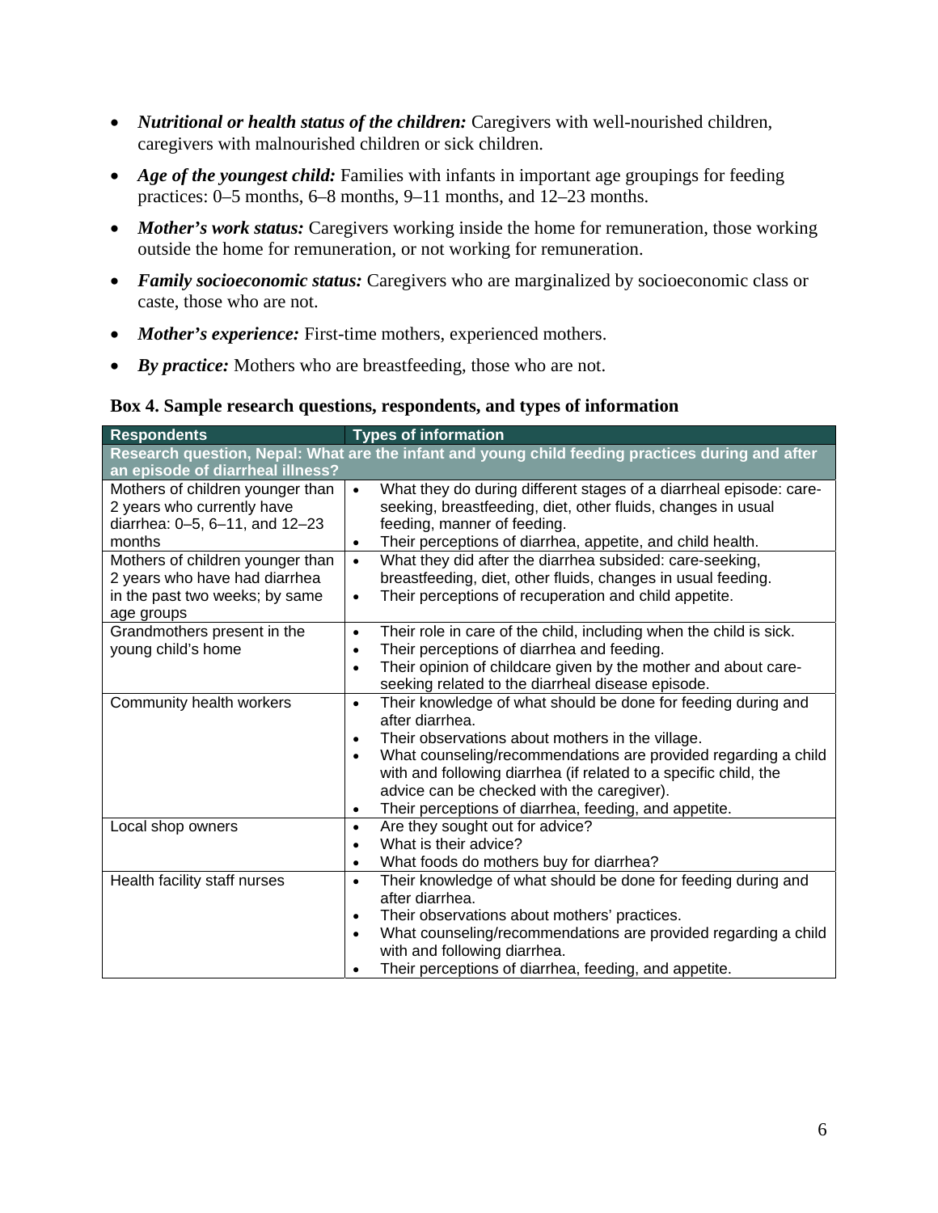- ***Nutritional or health status of the children:*** Caregivers with well-nourished children, caregivers with malnourished children or sick children.
- ***Age of the youngest child:*** Families with infants in important age groupings for feeding practices: 0–5 months, 6–8 months, 9–11 months, and 12–23 months.
- ***Mother's work status:*** Caregivers working inside the home for remuneration, those working outside the home for remuneration, or not working for remuneration.
- ***Family socioeconomic status:*** Caregivers who are marginalized by socioeconomic class or caste, those who are not.
- ***Mother's experience:*** First-time mothers, experienced mothers.
- ***By practice:*** Mothers who are breastfeeding, those who are not.

**Box 4. Sample research questions, respondents, and types of information**

| Respondents | Types of information |
|---|---|
| **Research question, Nepal: What are the infant and young child feeding practices during and after an episode of diarrheal illness?** | |
| Mothers of children younger than 2 years who currently have diarrhea: 0–5, 6–11, and 12–23 months | • What they do during different stages of a diarrheal episode: care-seeking, breastfeeding, diet, other fluids, changes in usual feeding, manner of feeding. <br> • Their perceptions of diarrhea, appetite, and child health. |
| Mothers of children younger than 2 years who have had diarrhea in the past two weeks; by same age groups | • What they did after the diarrhea subsided: care-seeking, breastfeeding, diet, other fluids, changes in usual feeding. <br> • Their perceptions of recuperation and child appetite. |
| Grandmothers present in the young child's home | • Their role in care of the child, including when the child is sick. <br> • Their perceptions of diarrhea and feeding. <br> • Their opinion of childcare given by the mother and about care-seeking related to the diarrheal disease episode. |
| Community health workers | • Their knowledge of what should be done for feeding during and after diarrhea. <br> • Their observations about mothers in the village. <br> • What counseling/recommendations are provided regarding a child with and following diarrhea (if related to a specific child, the advice can be checked with the caregiver). <br> • Their perceptions of diarrhea, feeding, and appetite. |
| Local shop owners | • Are they sought out for advice? <br> • What is their advice? <br> • What foods do mothers buy for diarrhea? |
| Health facility staff nurses | • Their knowledge of what should be done for feeding during and after diarrhea. <br> • Their observations about mothers' practices. <br> • What counseling/recommendations are provided regarding a child with and following diarrhea. <br> • Their perceptions of diarrhea, feeding, and appetite. |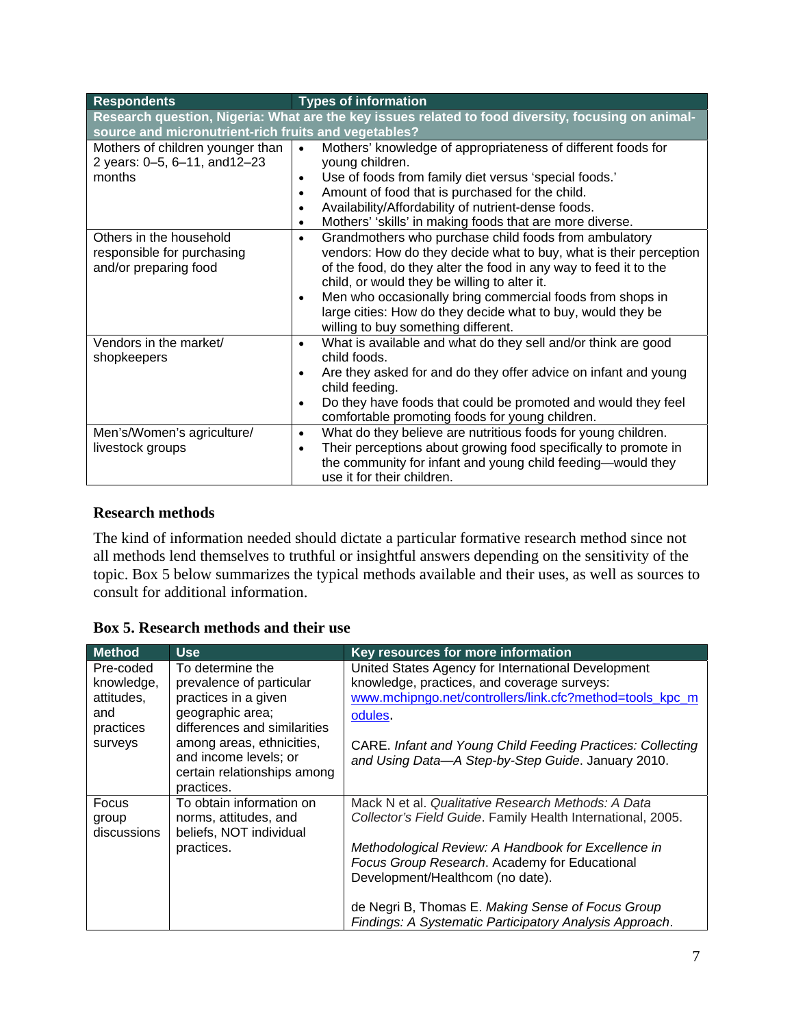| Respondents | Types of information |
|---|---|
| **Research question, Nigeria: What are the key issues related to food diversity, focusing on animal-source and micronutrient-rich fruits and vegetables?** | |
| Mothers of children younger than 2 years: 0–5, 6–11, and12–23 months | • Mothers' knowledge of appropriateness of different foods for young children.<br>• Use of foods from family diet versus 'special foods.'<br>• Amount of food that is purchased for the child.<br>• Availability/Affordability of nutrient-dense foods.<br>• Mothers' 'skills' in making foods that are more diverse. |
| Others in the household responsible for purchasing and/or preparing food | • Grandmothers who purchase child foods from ambulatory vendors: How do they decide what to buy, what is their perception of the food, do they alter the food in any way to feed it to the child, or would they be willing to alter it.<br>• Men who occasionally bring commercial foods from shops in large cities: How do they decide what to buy, would they be willing to buy something different. |
| Vendors in the market/ shopkeepers | • What is available and what do they sell and/or think are good child foods.<br>• Are they asked for and do they offer advice on infant and young child feeding.<br>• Do they have foods that could be promoted and would they feel comfortable promoting foods for young children. |
| Men's/Women's agriculture/ livestock groups | • What do they believe are nutritious foods for young children.<br>• Their perceptions about growing food specifically to promote in the community for infant and young child feeding—would they use it for their children. |

## Research methods

The kind of information needed should dictate a particular formative research method since not all methods lend themselves to truthful or insightful answers depending on the sensitivity of the topic. Box 5 below summarizes the typical methods available and their uses, as well as sources to consult for additional information.

**Box 5. Research methods and their use**

| Method | Use | Key resources for more information |
|---|---|---|
| Pre-coded knowledge, attitudes, and practices surveys | To determine the prevalence of particular practices in a given geographic area; differences and similarities among areas, ethnicities, and income levels; or certain relationships among practices. | United States Agency for International Development knowledge, practices, and coverage surveys: www.mchipngo.net/controllers/link.cfc?method=tools_kpc_modules.<br><br>CARE. *Infant and Young Child Feeding Practices: Collecting and Using Data—A Step-by-Step Guide*. January 2010. |
| Focus group discussions | To obtain information on norms, attitudes, and beliefs, NOT individual practices. | Mack N et al. *Qualitative Research Methods: A Data Collector's Field Guide*. Family Health International, 2005.<br><br>*Methodological Review: A Handbook for Excellence in Focus Group Research*. Academy for Educational Development/Healthcom (no date).<br><br>de Negri B, Thomas E. *Making Sense of Focus Group Findings: A Systematic Participatory Analysis Approach*. |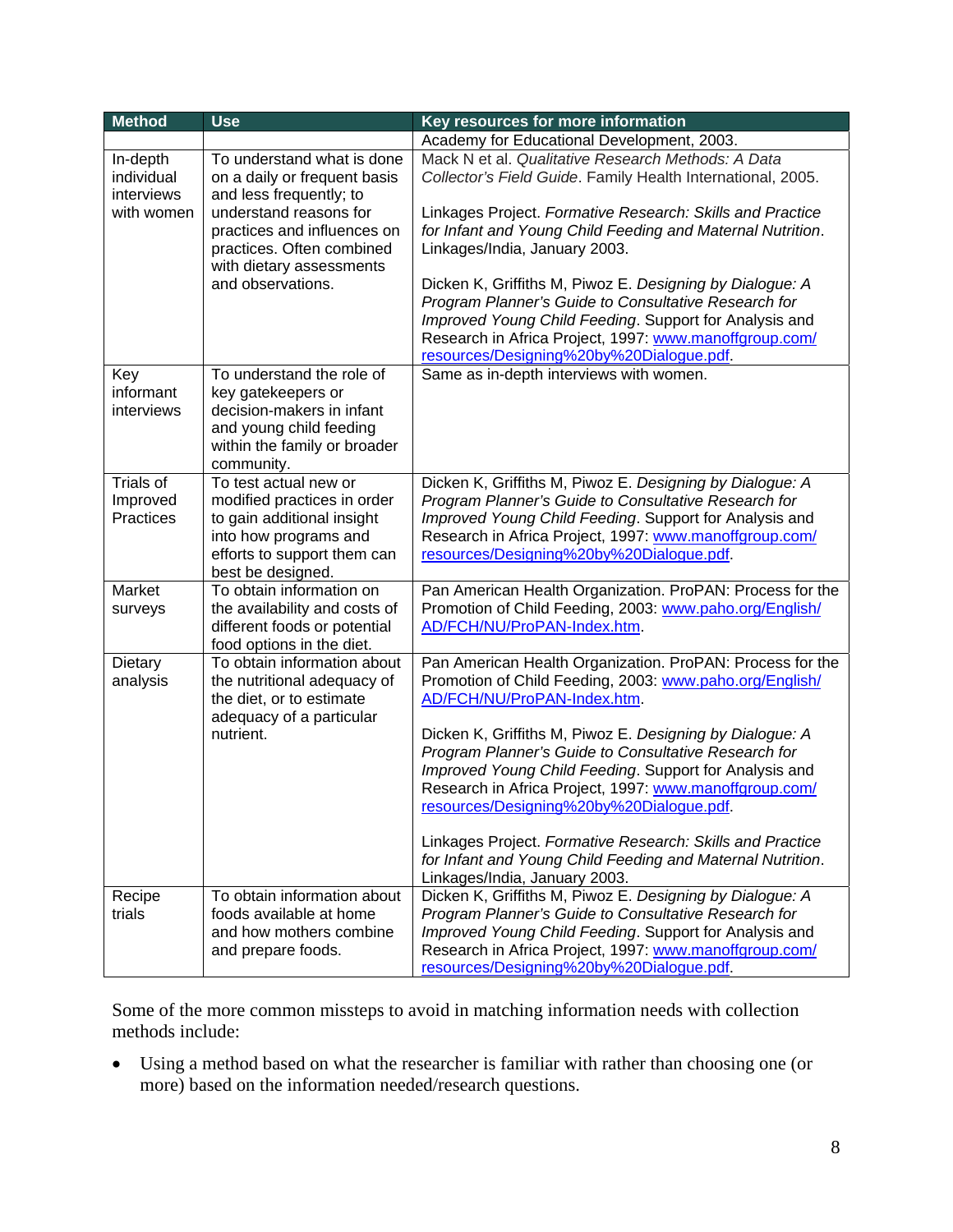| Method | Use | Key resources for more information |
| --- | --- | --- |
| | | Academy for Educational Development, 2003. |
| In-depth individual interviews with women | To understand what is done on a daily or frequent basis and less frequently; to understand reasons for practices and influences on practices. Often combined with dietary assessments and observations. | Mack N et al. *Qualitative Research Methods: A Data Collector's Field Guide*. Family Health International, 2005.<br><br>Linkages Project. *Formative Research: Skills and Practice for Infant and Young Child Feeding and Maternal Nutrition*. Linkages/India, January 2003.<br><br>Dicken K, Griffiths M, Piwoz E. *Designing by Dialogue: A Program Planner's Guide to Consultative Research for Improved Young Child Feeding*. Support for Analysis and Research in Africa Project, 1997: www.manoffgroup.com/resources/Designing%20by%20Dialogue.pdf. |
| Key informant interviews | To understand the role of key gatekeepers or decision-makers in infant and young child feeding within the family or broader community. | Same as in-depth interviews with women. |
| Trials of Improved Practices | To test actual new or modified practices in order to gain additional insight into how programs and efforts to support them can best be designed. | Dicken K, Griffiths M, Piwoz E. *Designing by Dialogue: A Program Planner's Guide to Consultative Research for Improved Young Child Feeding*. Support for Analysis and Research in Africa Project, 1997: www.manoffgroup.com/resources/Designing%20by%20Dialogue.pdf. |
| Market surveys | To obtain information on the availability and costs of different foods or potential food options in the diet. | Pan American Health Organization. ProPAN: Process for the Promotion of Child Feeding, 2003: www.paho.org/English/AD/FCH/NU/ProPAN-Index.htm. |
| Dietary analysis | To obtain information about the nutritional adequacy of the diet, or to estimate adequacy of a particular nutrient. | Pan American Health Organization. ProPAN: Process for the Promotion of Child Feeding, 2003: www.paho.org/English/AD/FCH/NU/ProPAN-Index.htm.<br><br>Dicken K, Griffiths M, Piwoz E. *Designing by Dialogue: A Program Planner's Guide to Consultative Research for Improved Young Child Feeding*. Support for Analysis and Research in Africa Project, 1997: www.manoffgroup.com/resources/Designing%20by%20Dialogue.pdf.<br><br>Linkages Project. *Formative Research: Skills and Practice for Infant and Young Child Feeding and Maternal Nutrition*. Linkages/India, January 2003. |
| Recipe trials | To obtain information about foods available at home and how mothers combine and prepare foods. | Dicken K, Griffiths M, Piwoz E. *Designing by Dialogue: A Program Planner's Guide to Consultative Research for Improved Young Child Feeding*. Support for Analysis and Research in Africa Project, 1997: www.manoffgroup.com/resources/Designing%20by%20Dialogue.pdf. |

Some of the more common missteps to avoid in matching information needs with collection methods include:

- Using a method based on what the researcher is familiar with rather than choosing one (or more) based on the information needed/research questions.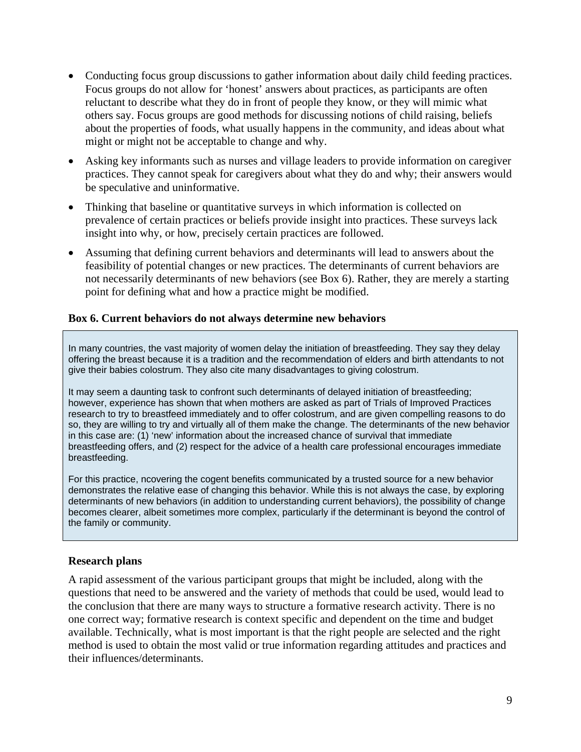- Conducting focus group discussions to gather information about daily child feeding practices. Focus groups do not allow for 'honest' answers about practices, as participants are often reluctant to describe what they do in front of people they know, or they will mimic what others say. Focus groups are good methods for discussing notions of child raising, beliefs about the properties of foods, what usually happens in the community, and ideas about what might or might not be acceptable to change and why.
- Asking key informants such as nurses and village leaders to provide information on caregiver practices. They cannot speak for caregivers about what they do and why; their answers would be speculative and uninformative.
- Thinking that baseline or quantitative surveys in which information is collected on prevalence of certain practices or beliefs provide insight into practices. These surveys lack insight into why, or how, precisely certain practices are followed.
- Assuming that defining current behaviors and determinants will lead to answers about the feasibility of potential changes or new practices. The determinants of current behaviors are not necessarily determinants of new behaviors (see Box 6). Rather, they are merely a starting point for defining what and how a practice might be modified.

**Box 6. Current behaviors do not always determine new behaviors**

In many countries, the vast majority of women delay the initiation of breastfeeding. They say they delay offering the breast because it is a tradition and the recommendation of elders and birth attendants to not give their babies colostrum. They also cite many disadvantages to giving colostrum.

It may seem a daunting task to confront such determinants of delayed initiation of breastfeeding; however, experience has shown that when mothers are asked as part of Trials of Improved Practices research to try to breastfeed immediately and to offer colostrum, and are given compelling reasons to do so, they are willing to try and virtually all of them make the change. The determinants of the new behavior in this case are: (1) 'new' information about the increased chance of survival that immediate breastfeeding offers, and (2) respect for the advice of a health care professional encourages immediate breastfeeding.

For this practice, ncovering the cogent benefits communicated by a trusted source for a new behavior demonstrates the relative ease of changing this behavior. While this is not always the case, by exploring determinants of new behaviors (in addition to understanding current behaviors), the possibility of change becomes clearer, albeit sometimes more complex, particularly if the determinant is beyond the control of the family or community.

### Research plans

A rapid assessment of the various participant groups that might be included, along with the questions that need to be answered and the variety of methods that could be used, would lead to the conclusion that there are many ways to structure a formative research activity. There is no one correct way; formative research is context specific and dependent on the time and budget available. Technically, what is most important is that the right people are selected and the right method is used to obtain the most valid or true information regarding attitudes and practices and their influences/determinants.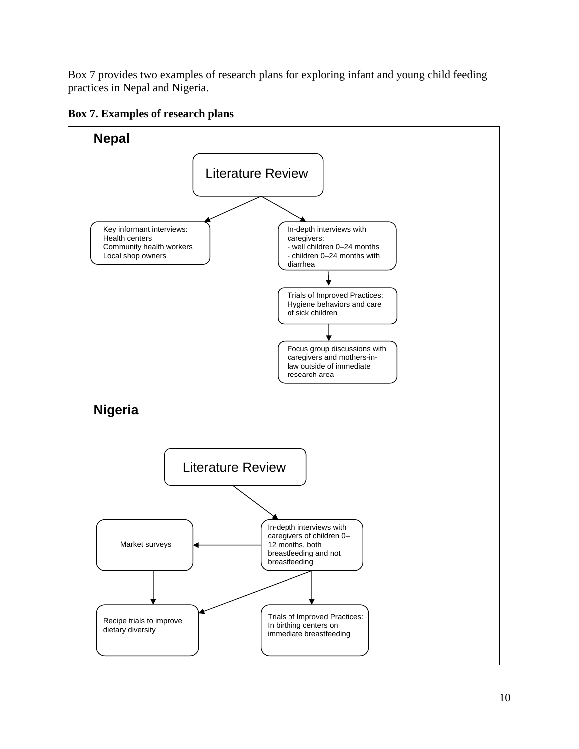Box 7 provides two examples of research plans for exploring infant and young child feeding practices in Nepal and Nigeria.

**Box 7. Examples of research plans**

**Nepal**

Literature Review

Key informant interviews:
Health centers
Community health workers
Local shop owners

In-depth interviews with caregivers:
- well children 0–24 months
- children 0–24 months with diarrhea

Trials of Improved Practices: Hygiene behaviors and care of sick children

Focus group discussions with caregivers and mothers-in-law outside of immediate research area

**Nigeria**

Literature Review

In-depth interviews with caregivers of children 0–12 months, both breastfeeding and not breastfeeding

Market surveys

Recipe trials to improve dietary diversity

Trials of Improved Practices: In birthing centers on immediate breastfeeding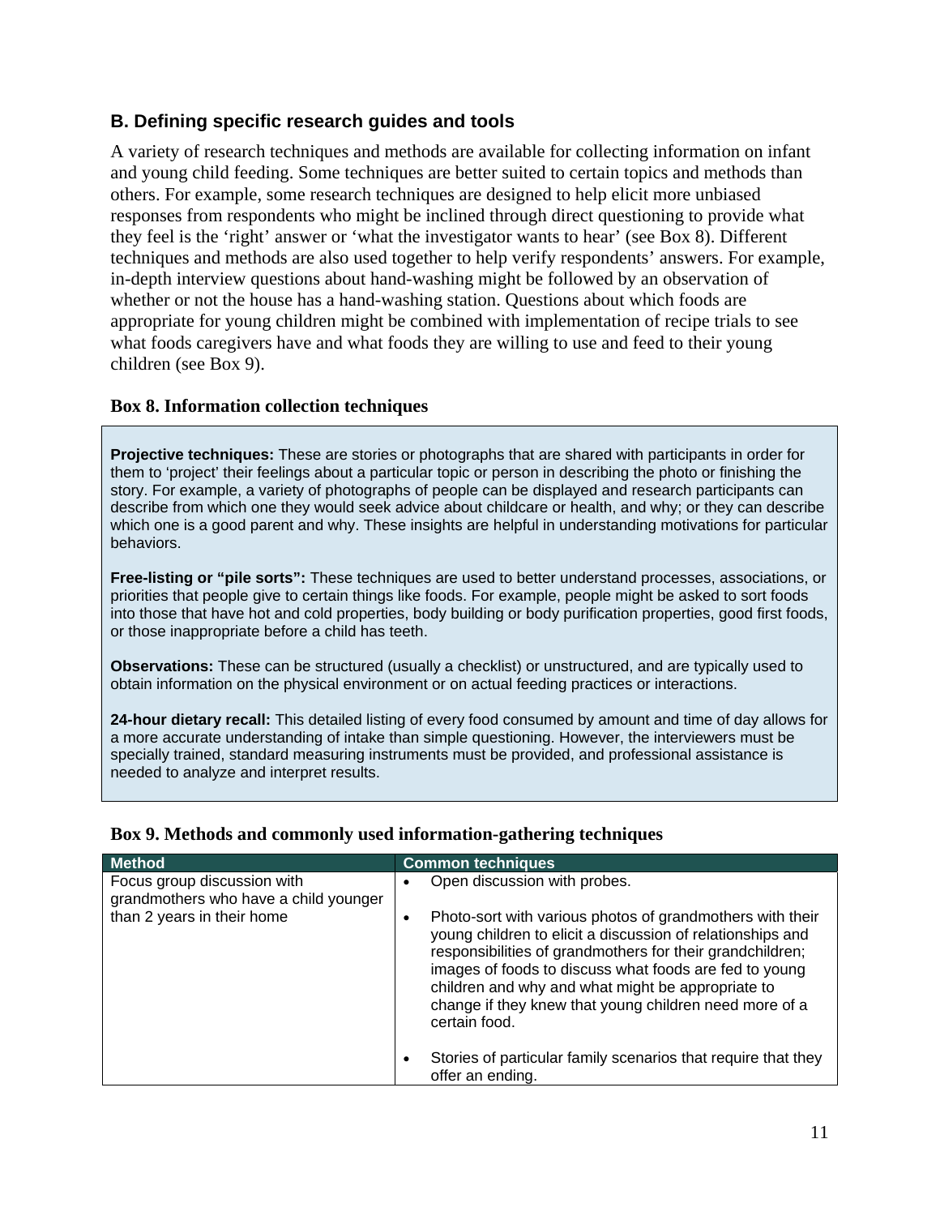## B. Defining specific research guides and tools

A variety of research techniques and methods are available for collecting information on infant and young child feeding. Some techniques are better suited to certain topics and methods than others. For example, some research techniques are designed to help elicit more unbiased responses from respondents who might be inclined through direct questioning to provide what they feel is the 'right' answer or 'what the investigator wants to hear' (see Box 8). Different techniques and methods are also used together to help verify respondents' answers. For example, in-depth interview questions about hand-washing might be followed by an observation of whether or not the house has a hand-washing station. Questions about which foods are appropriate for young children might be combined with implementation of recipe trials to see what foods caregivers have and what foods they are willing to use and feed to their young children (see Box 9).

### Box 8. Information collection techniques

**Projective techniques:** These are stories or photographs that are shared with participants in order for them to 'project' their feelings about a particular topic or person in describing the photo or finishing the story. For example, a variety of photographs of people can be displayed and research participants can describe from which one they would seek advice about childcare or health, and why; or they can describe which one is a good parent and why. These insights are helpful in understanding motivations for particular behaviors.

**Free-listing or "pile sorts":** These techniques are used to better understand processes, associations, or priorities that people give to certain things like foods. For example, people might be asked to sort foods into those that have hot and cold properties, body building or body purification properties, good first foods, or those inappropriate before a child has teeth.

**Observations:** These can be structured (usually a checklist) or unstructured, and are typically used to obtain information on the physical environment or on actual feeding practices or interactions.

**24-hour dietary recall:** This detailed listing of every food consumed by amount and time of day allows for a more accurate understanding of intake than simple questioning. However, the interviewers must be specially trained, standard measuring instruments must be provided, and professional assistance is needed to analyze and interpret results.

### Box 9. Methods and commonly used information-gathering techniques

| Method | Common techniques |
| --- | --- |
| Focus group discussion with grandmothers who have a child younger than 2 years in their home | • Open discussion with probes.<br>• Photo-sort with various photos of grandmothers with their young children to elicit a discussion of relationships and responsibilities of grandmothers for their grandchildren; images of foods to discuss what foods are fed to young children and why and what might be appropriate to change if they knew that young children need more of a certain food.<br>• Stories of particular family scenarios that require that they offer an ending. |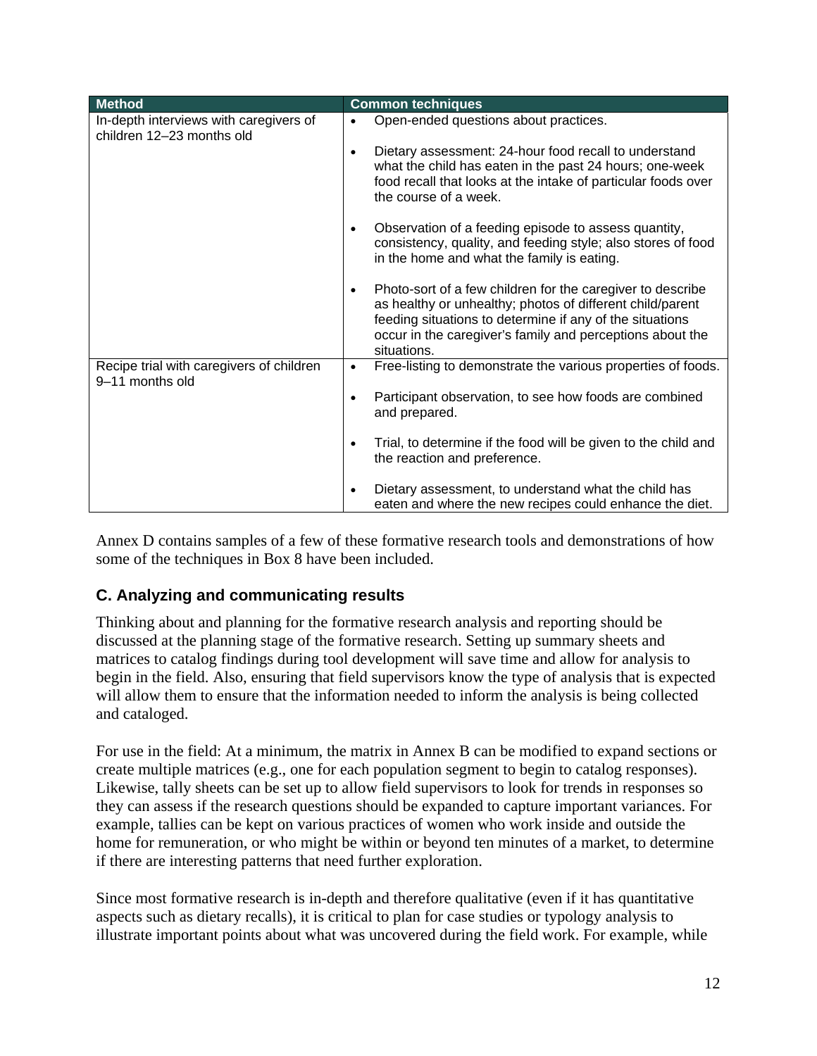| Method | Common techniques |
| --- | --- |
| In-depth interviews with caregivers of children 12–23 months old | • Open-ended questions about practices.<br>• Dietary assessment: 24-hour food recall to understand what the child has eaten in the past 24 hours; one-week food recall that looks at the intake of particular foods over the course of a week.<br>• Observation of a feeding episode to assess quantity, consistency, quality, and feeding style; also stores of food in the home and what the family is eating.<br>• Photo-sort of a few children for the caregiver to describe as healthy or unhealthy; photos of different child/parent feeding situations to determine if any of the situations occur in the caregiver's family and perceptions about the situations. |
| Recipe trial with caregivers of children 9–11 months old | • Free-listing to demonstrate the various properties of foods.<br>• Participant observation, to see how foods are combined and prepared.<br>• Trial, to determine if the food will be given to the child and the reaction and preference.<br>• Dietary assessment, to understand what the child has eaten and where the new recipes could enhance the diet. |

Annex D contains samples of a few of these formative research tools and demonstrations of how some of the techniques in Box 8 have been included.

## C. Analyzing and communicating results

Thinking about and planning for the formative research analysis and reporting should be discussed at the planning stage of the formative research. Setting up summary sheets and matrices to catalog findings during tool development will save time and allow for analysis to begin in the field. Also, ensuring that field supervisors know the type of analysis that is expected will allow them to ensure that the information needed to inform the analysis is being collected and cataloged.

For use in the field: At a minimum, the matrix in Annex B can be modified to expand sections or create multiple matrices (e.g., one for each population segment to begin to catalog responses). Likewise, tally sheets can be set up to allow field supervisors to look for trends in responses so they can assess if the research questions should be expanded to capture important variances. For example, tallies can be kept on various practices of women who work inside and outside the home for remuneration, or who might be within or beyond ten minutes of a market, to determine if there are interesting patterns that need further exploration.

Since most formative research is in-depth and therefore qualitative (even if it has quantitative aspects such as dietary recalls), it is critical to plan for case studies or typology analysis to illustrate important points about what was uncovered during the field work. For example, while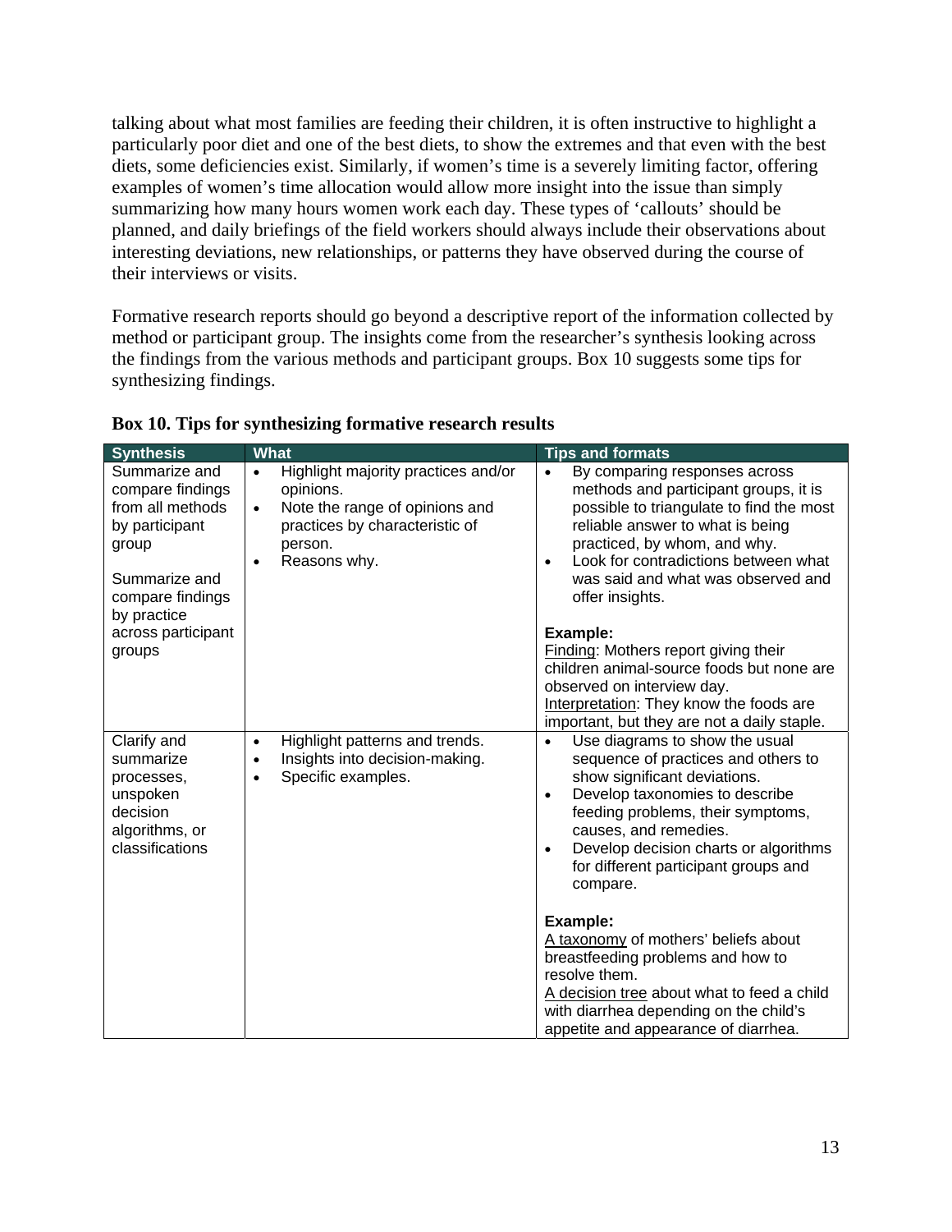talking about what most families are feeding their children, it is often instructive to highlight a particularly poor diet and one of the best diets, to show the extremes and that even with the best diets, some deficiencies exist. Similarly, if women's time is a severely limiting factor, offering examples of women's time allocation would allow more insight into the issue than simply summarizing how many hours women work each day. These types of 'callouts' should be planned, and daily briefings of the field workers should always include their observations about interesting deviations, new relationships, or patterns they have observed during the course of their interviews or visits.

Formative research reports should go beyond a descriptive report of the information collected by method or participant group. The insights come from the researcher's synthesis looking across the findings from the various methods and participant groups. Box 10 suggests some tips for synthesizing findings.

**Box 10. Tips for synthesizing formative research results**

| Synthesis | What | Tips and formats |
|---|---|---|
| Summarize and compare findings from all methods by participant group<br><br>Summarize and compare findings by practice across participant groups | • Highlight majority practices and/or opinions.<br>• Note the range of opinions and practices by characteristic of person.<br>• Reasons why. | • By comparing responses across methods and participant groups, it is possible to triangulate to find the most reliable answer to what is being practiced, by whom, and why.<br>• Look for contradictions between what was said and what was observed and offer insights.<br><br>**Example:**<br>Finding: Mothers report giving their children animal-source foods but none are observed on interview day.<br>Interpretation: They know the foods are important, but they are not a daily staple. |
| Clarify and summarize processes, unspoken decision algorithms, or classifications | • Highlight patterns and trends.<br>• Insights into decision-making.<br>• Specific examples. | • Use diagrams to show the usual sequence of practices and others to show significant deviations.<br>• Develop taxonomies to describe feeding problems, their symptoms, causes, and remedies.<br>• Develop decision charts or algorithms for different participant groups and compare.<br><br>**Example:**<br>A taxonomy of mothers' beliefs about breastfeeding problems and how to resolve them.<br>A decision tree about what to feed a child with diarrhea depending on the child's appetite and appearance of diarrhea. |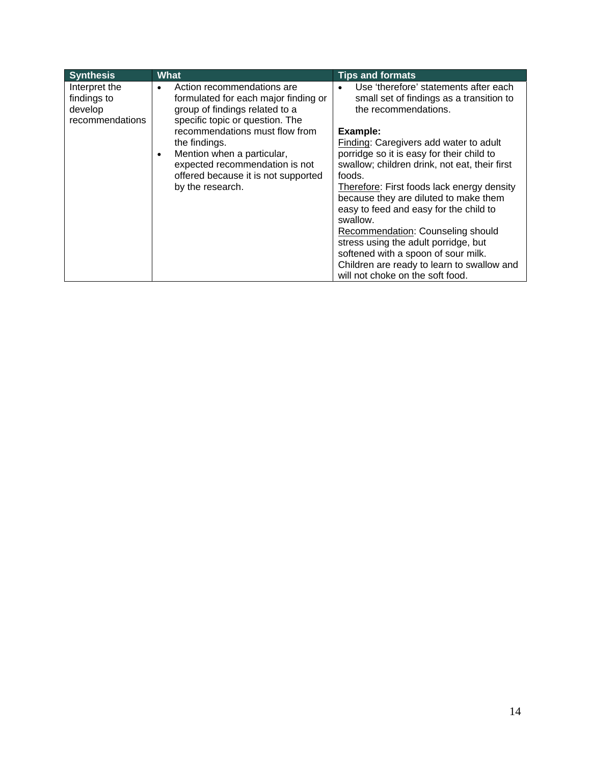| Synthesis | What | Tips and formats |
|---|---|---|
| Interpret the findings to develop recommendations | • Action recommendations are formulated for each major finding or group of findings related to a specific topic or question. The recommendations must flow from the findings.<br>• Mention when a particular, expected recommendation is not offered because it is not supported by the research. | • Use 'therefore' statements after each small set of findings as a transition to the recommendations.<br><br>**Example:**<br><u>Finding</u>: Caregivers add water to adult porridge so it is easy for their child to swallow; children drink, not eat, their first foods.<br><u>Therefore</u>: First foods lack energy density because they are diluted to make them easy to feed and easy for the child to swallow.<br><u>Recommendation</u>: Counseling should stress using the adult porridge, but softened with a spoon of sour milk. Children are ready to learn to swallow and will not choke on the soft food. |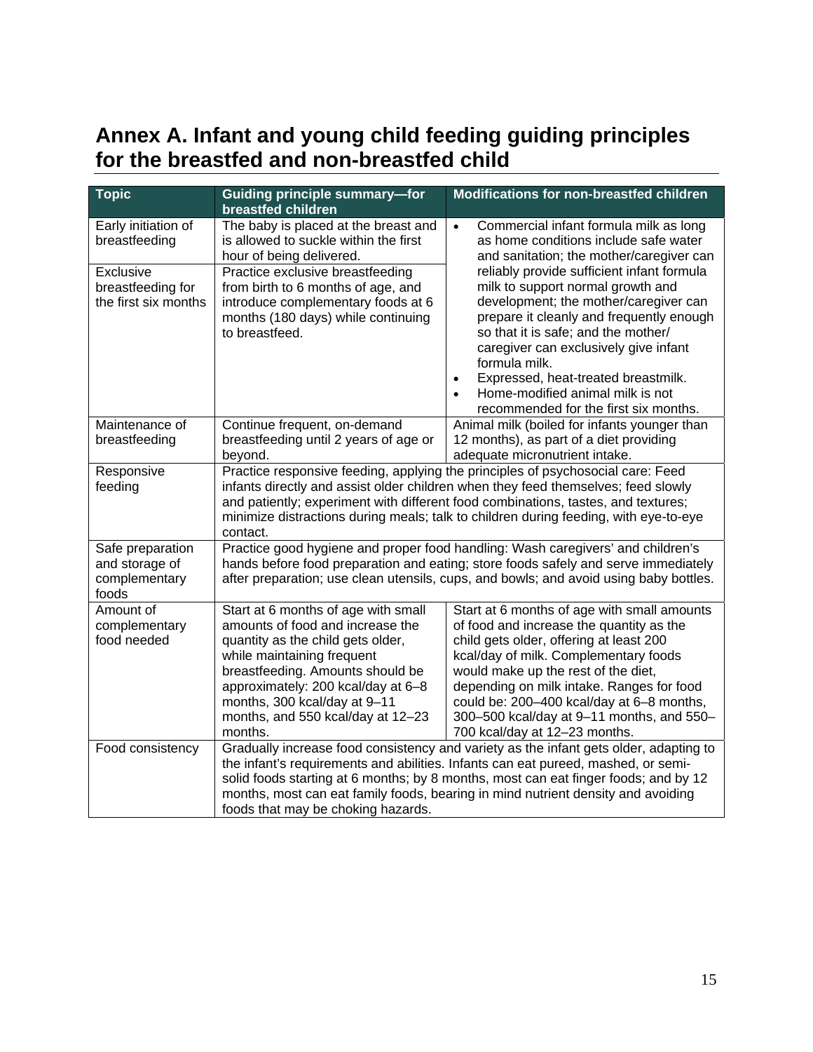# Annex A. Infant and young child feeding guiding principles for the breastfed and non-breastfed child

| Topic | Guiding principle summary—for breastfed children | Modifications for non-breastfed children |
|---|---|---|
| Early initiation of breastfeeding | The baby is placed at the breast and is allowed to suckle within the first hour of being delivered. | • Commercial infant formula milk as long as home conditions include safe water and sanitation; the mother/caregiver can reliably provide sufficient infant formula milk to support normal growth and development; the mother/caregiver can prepare it cleanly and frequently enough so that it is safe; and the mother/ caregiver can exclusively give infant formula milk.<br>• Expressed, heat-treated breastmilk.<br>• Home-modified animal milk is not recommended for the first six months. |
| Exclusive breastfeeding for the first six months | Practice exclusive breastfeeding from birth to 6 months of age, and introduce complementary foods at 6 months (180 days) while continuing to breastfeed. | |
| Maintenance of breastfeeding | Continue frequent, on-demand breastfeeding until 2 years of age or beyond. | Animal milk (boiled for infants younger than 12 months), as part of a diet providing adequate micronutrient intake. |
| Responsive feeding | Practice responsive feeding, applying the principles of psychosocial care: Feed infants directly and assist older children when they feed themselves; feed slowly and patiently; experiment with different food combinations, tastes, and textures; minimize distractions during meals; talk to children during feeding, with eye-to-eye contact. | |
| Safe preparation and storage of complementary foods | Practice good hygiene and proper food handling: Wash caregivers' and children's hands before food preparation and eating; store foods safely and serve immediately after preparation; use clean utensils, cups, and bowls; and avoid using baby bottles. | |
| Amount of complementary food needed | Start at 6 months of age with small amounts of food and increase the quantity as the child gets older, while maintaining frequent breastfeeding. Amounts should be approximately: 200 kcal/day at 6–8 months, 300 kcal/day at 9–11 months, and 550 kcal/day at 12–23 months. | Start at 6 months of age with small amounts of food and increase the quantity as the child gets older, offering at least 200 kcal/day of milk. Complementary foods would make up the rest of the diet, depending on milk intake. Ranges for food could be: 200–400 kcal/day at 6–8 months, 300–500 kcal/day at 9–11 months, and 550–700 kcal/day at 12–23 months. |
| Food consistency | Gradually increase food consistency and variety as the infant gets older, adapting to the infant's requirements and abilities. Infants can eat pureed, mashed, or semi-solid foods starting at 6 months; by 8 months, most can eat finger foods; and by 12 months, most can eat family foods, bearing in mind nutrient density and avoiding foods that may be choking hazards. | |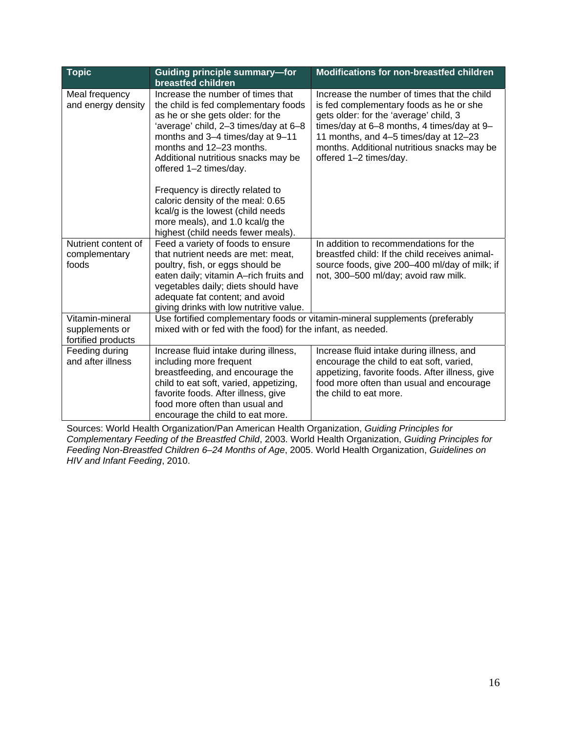| Topic | Guiding principle summary—for breastfed children | Modifications for non-breastfed children |
|---|---|---|
| Meal frequency and energy density | Increase the number of times that the child is fed complementary foods as he or she gets older: for the 'average' child, 2–3 times/day at 6–8 months and 3–4 times/day at 9–11 months and 12–23 months. Additional nutritious snacks may be offered 1–2 times/day.<br><br>Frequency is directly related to caloric density of the meal: 0.65 kcal/g is the lowest (child needs more meals), and 1.0 kcal/g the highest (child needs fewer meals). | Increase the number of times that the child is fed complementary foods as he or she gets older: for the 'average' child, 3 times/day at 6–8 months, 4 times/day at 9–11 months, and 4–5 times/day at 12–23 months. Additional nutritious snacks may be offered 1–2 times/day. |
| Nutrient content of complementary foods | Feed a variety of foods to ensure that nutrient needs are met: meat, poultry, fish, or eggs should be eaten daily; vitamin A–rich fruits and vegetables daily; diets should have adequate fat content; and avoid giving drinks with low nutritive value. | In addition to recommendations for the breastfed child: If the child receives animal-source foods, give 200–400 ml/day of milk; if not, 300–500 ml/day; avoid raw milk. |
| Vitamin-mineral supplements or fortified products | Use fortified complementary foods or vitamin-mineral supplements (preferably mixed with or fed with the food) for the infant, as needed. | |
| Feeding during and after illness | Increase fluid intake during illness, including more frequent breastfeeding, and encourage the child to eat soft, varied, appetizing, favorite foods. After illness, give food more often than usual and encourage the child to eat more. | Increase fluid intake during illness, and encourage the child to eat soft, varied, appetizing, favorite foods. After illness, give food more often than usual and encourage the child to eat more. |

Sources: World Health Organization/Pan American Health Organization, *Guiding Principles for Complementary Feeding of the Breastfed Child*, 2003. World Health Organization, *Guiding Principles for Feeding Non-Breastfed Children 6–24 Months of Age*, 2005. World Health Organization, *Guidelines on HIV and Infant Feeding*, 2010.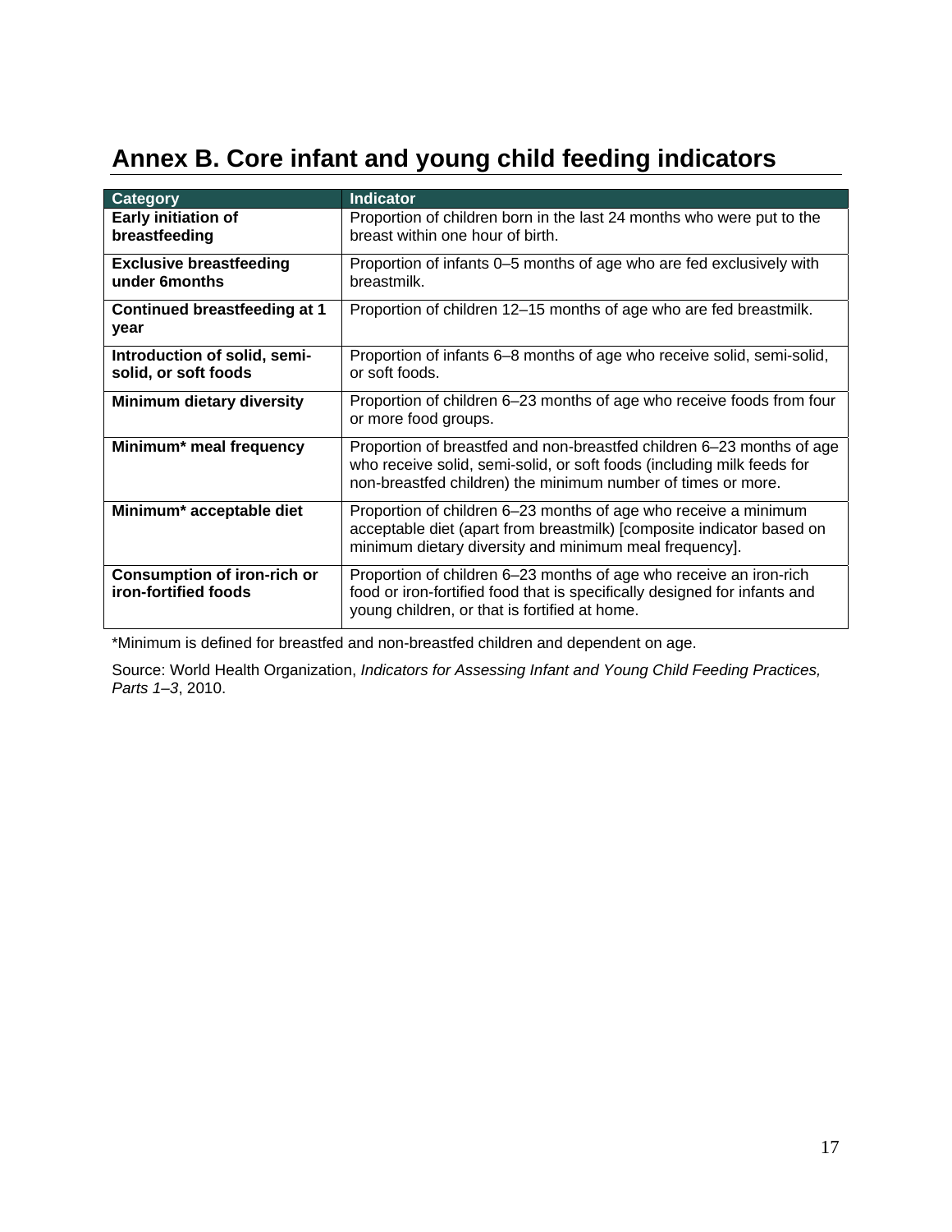# Annex B. Core infant and young child feeding indicators

| Category | Indicator |
|---|---|
| **Early initiation of breastfeeding** | Proportion of children born in the last 24 months who were put to the breast within one hour of birth. |
| **Exclusive breastfeeding under 6months** | Proportion of infants 0–5 months of age who are fed exclusively with breastmilk. |
| **Continued breastfeeding at 1 year** | Proportion of children 12–15 months of age who are fed breastmilk. |
| **Introduction of solid, semi-solid, or soft foods** | Proportion of infants 6–8 months of age who receive solid, semi-solid, or soft foods. |
| **Minimum dietary diversity** | Proportion of children 6–23 months of age who receive foods from four or more food groups. |
| **Minimum* meal frequency** | Proportion of breastfed and non-breastfed children 6–23 months of age who receive solid, semi-solid, or soft foods (including milk feeds for non-breastfed children) the minimum number of times or more. |
| **Minimum* acceptable diet** | Proportion of children 6–23 months of age who receive a minimum acceptable diet (apart from breastmilk) [composite indicator based on minimum dietary diversity and minimum meal frequency]. |
| **Consumption of iron-rich or iron-fortified foods** | Proportion of children 6–23 months of age who receive an iron-rich food or iron-fortified food that is specifically designed for infants and young children, or that is fortified at home. |

*Minimum is defined for breastfed and non-breastfed children and dependent on age.

Source: World Health Organization, *Indicators for Assessing Infant and Young Child Feeding Practices, Parts 1–3*, 2010.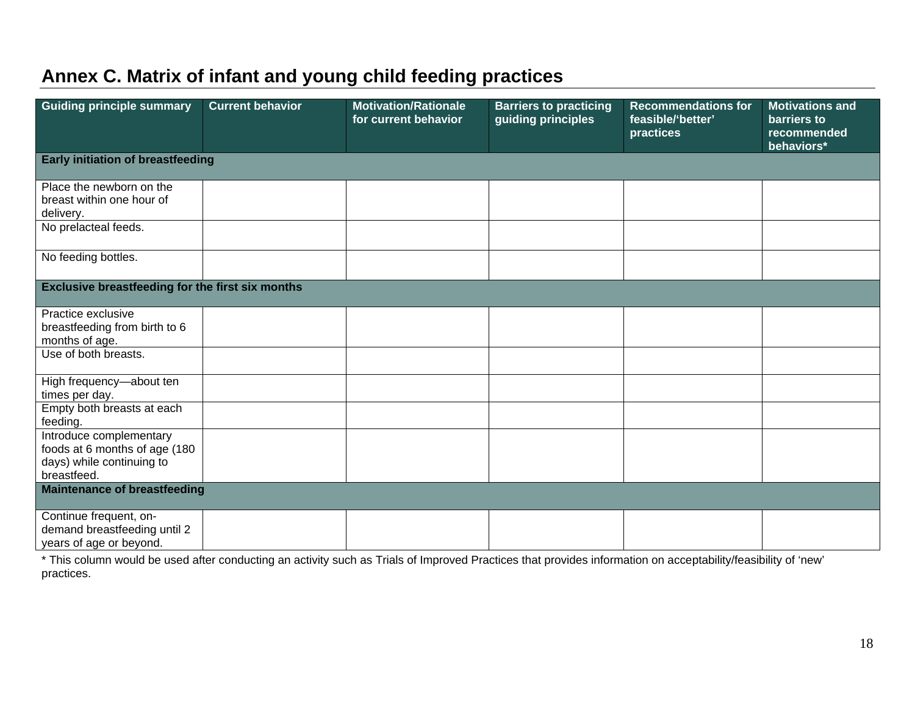## Annex C. Matrix of infant and young child feeding practices

| Guiding principle summary | Current behavior | Motivation/Rationale for current behavior | Barriers to practicing guiding principles | Recommendations for feasible/'better' practices | Motivations and barriers to recommended behaviors* |
|---|---|---|---|---|---|
| **Early initiation of breastfeeding** | | | | | |
| Place the newborn on the breast within one hour of delivery. | | | | | |
| No prelacteal feeds. | | | | | |
| No feeding bottles. | | | | | |
| **Exclusive breastfeeding for the first six months** | | | | | |
| Practice exclusive breastfeeding from birth to 6 months of age. | | | | | |
| Use of both breasts. | | | | | |
| High frequency—about ten times per day. | | | | | |
| Empty both breasts at each feeding. | | | | | |
| Introduce complementary foods at 6 months of age (180 days) while continuing to breastfeed. | | | | | |
| **Maintenance of breastfeeding** | | | | | |
| Continue frequent, on-demand breastfeeding until 2 years of age or beyond. | | | | | |

* This column would be used after conducting an activity such as Trials of Improved Practices that provides information on acceptability/feasibility of 'new' practices.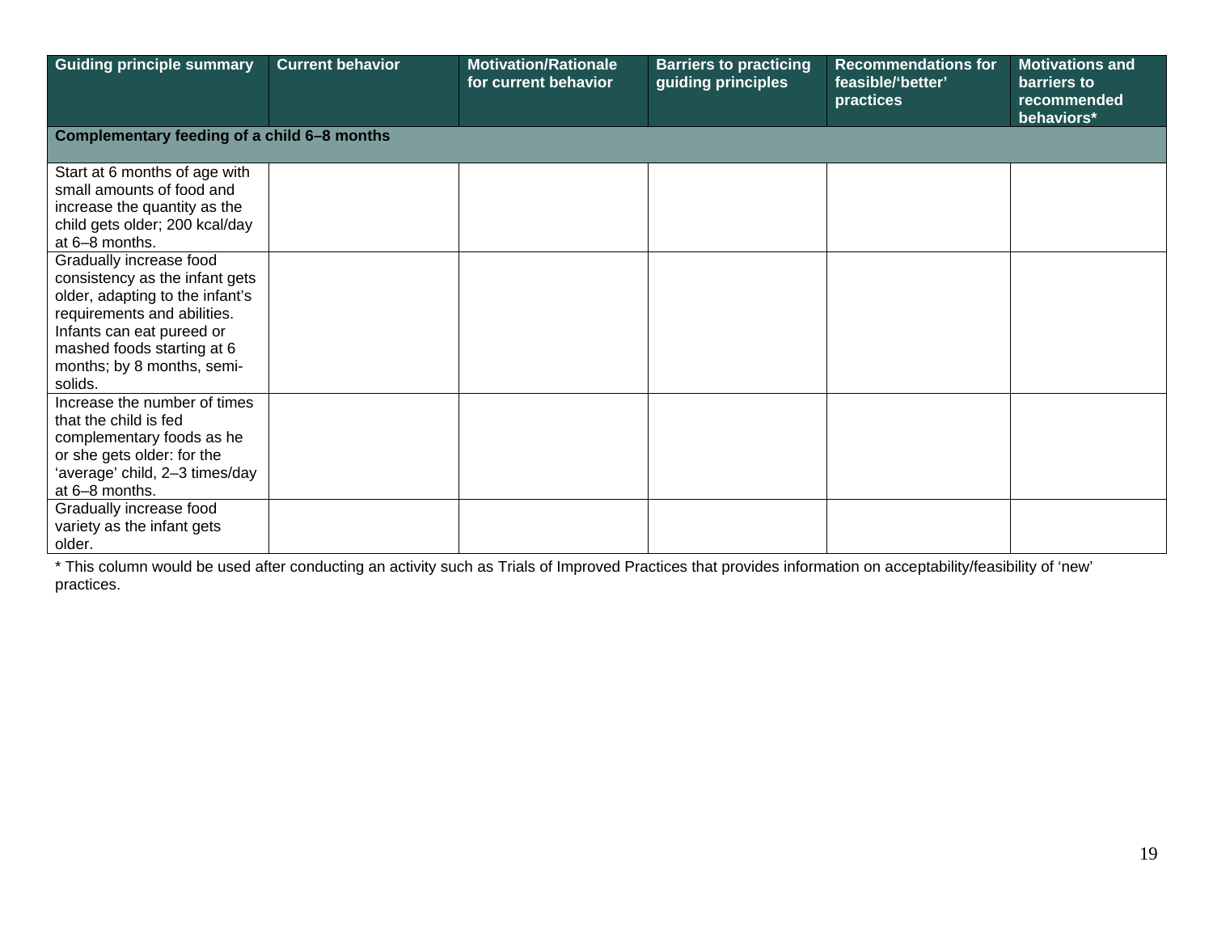| Guiding principle summary | Current behavior | Motivation/Rationale for current behavior | Barriers to practicing guiding principles | Recommendations for feasible/'better' practices | Motivations and barriers to recommended behaviors* |
|---|---|---|---|---|---|
| **Complementary feeding of a child 6–8 months** | | | | | |
| Start at 6 months of age with small amounts of food and increase the quantity as the child gets older; 200 kcal/day at 6–8 months. | | | | | |
| Gradually increase food consistency as the infant gets older, adapting to the infant's requirements and abilities. Infants can eat pureed or mashed foods starting at 6 months; by 8 months, semi-solids. | | | | | |
| Increase the number of times that the child is fed complementary foods as he or she gets older: for the 'average' child, 2–3 times/day at 6–8 months. | | | | | |
| Gradually increase food variety as the infant gets older. | | | | | |

* This column would be used after conducting an activity such as Trials of Improved Practices that provides information on acceptability/feasibility of 'new' practices.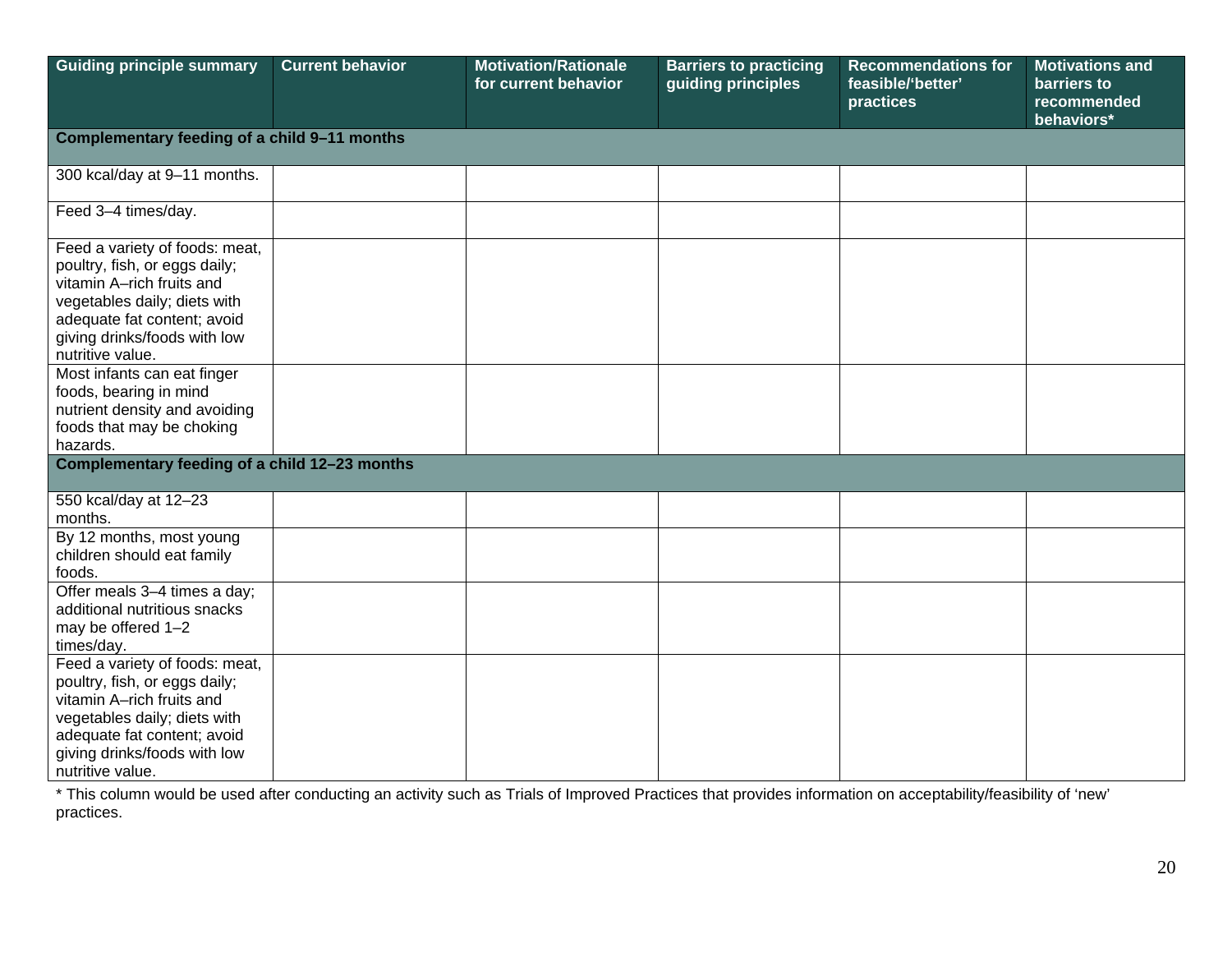| Guiding principle summary | Current behavior | Motivation/Rationale for current behavior | Barriers to practicing guiding principles | Recommendations for feasible/'better' practices | Motivations and barriers to recommended behaviors* |
|---|---|---|---|---|---|
| **Complementary feeding of a child 9–11 months** | | | | | |
| 300 kcal/day at 9–11 months. | | | | | |
| Feed 3–4 times/day. | | | | | |
| Feed a variety of foods: meat, poultry, fish, or eggs daily; vitamin A–rich fruits and vegetables daily; diets with adequate fat content; avoid giving drinks/foods with low nutritive value. | | | | | |
| Most infants can eat finger foods, bearing in mind nutrient density and avoiding foods that may be choking hazards. | | | | | |
| **Complementary feeding of a child 12–23 months** | | | | | |
| 550 kcal/day at 12–23 months. | | | | | |
| By 12 months, most young children should eat family foods. | | | | | |
| Offer meals 3–4 times a day; additional nutritious snacks may be offered 1–2 times/day. | | | | | |
| Feed a variety of foods: meat, poultry, fish, or eggs daily; vitamin A–rich fruits and vegetables daily; diets with adequate fat content; avoid giving drinks/foods with low nutritive value. | | | | | |

* This column would be used after conducting an activity such as Trials of Improved Practices that provides information on acceptability/feasibility of 'new' practices.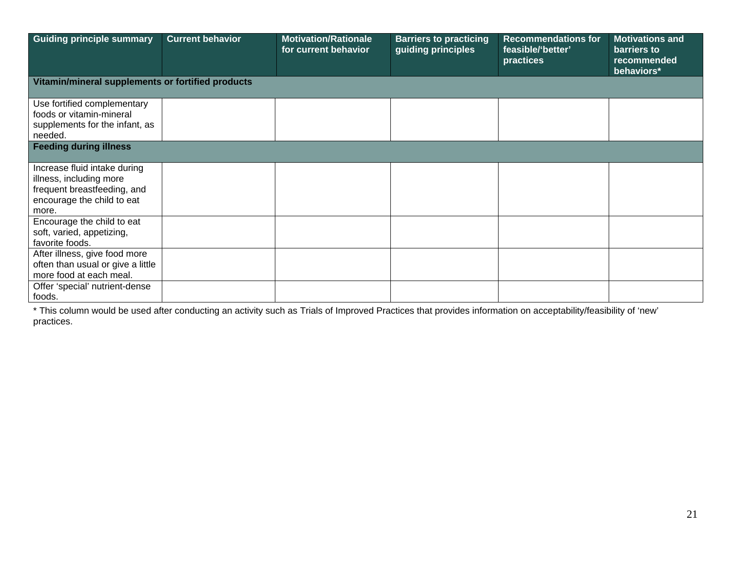| Guiding principle summary | Current behavior | Motivation/Rationale for current behavior | Barriers to practicing guiding principles | Recommendations for feasible/'better' practices | Motivations and barriers to recommended behaviors* |
|---|---|---|---|---|---|
| **Vitamin/mineral supplements or fortified products** | | | | | |
| Use fortified complementary foods or vitamin-mineral supplements for the infant, as needed. | | | | | |
| **Feeding during illness** | | | | | |
| Increase fluid intake during illness, including more frequent breastfeeding, and encourage the child to eat more. | | | | | |
| Encourage the child to eat soft, varied, appetizing, favorite foods. | | | | | |
| After illness, give food more often than usual or give a little more food at each meal. | | | | | |
| Offer 'special' nutrient-dense foods. | | | | | |

* This column would be used after conducting an activity such as Trials of Improved Practices that provides information on acceptability/feasibility of 'new' practices.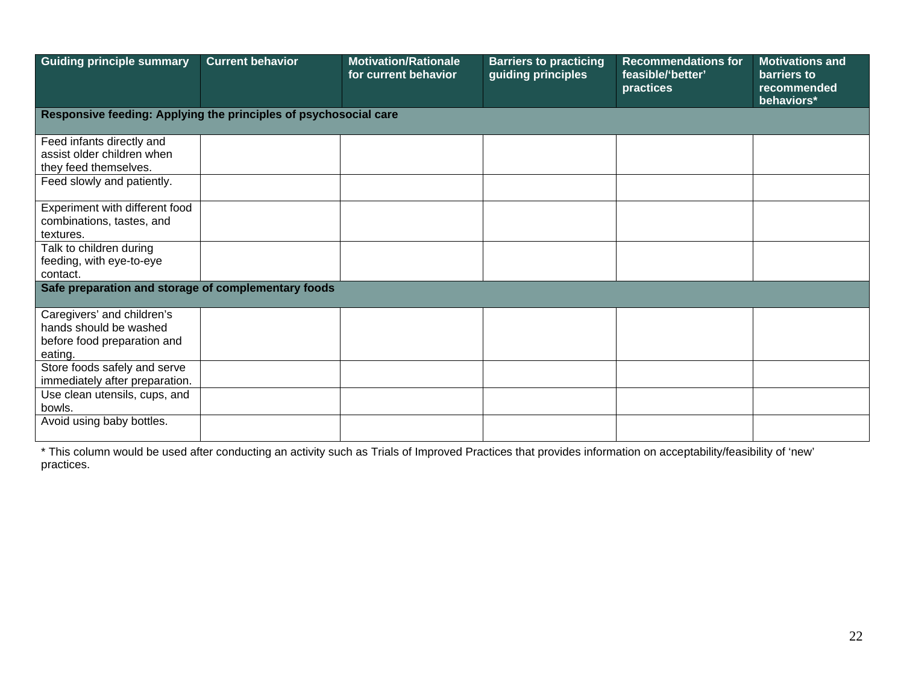| Guiding principle summary | Current behavior | Motivation/Rationale for current behavior | Barriers to practicing guiding principles | Recommendations for feasible/'better' practices | Motivations and barriers to recommended behaviors* |
|---|---|---|---|---|---|
| **Responsive feeding: Applying the principles of psychosocial care** | | | | | |
| Feed infants directly and assist older children when they feed themselves. | | | | | |
| Feed slowly and patiently. | | | | | |
| Experiment with different food combinations, tastes, and textures. | | | | | |
| Talk to children during feeding, with eye-to-eye contact. | | | | | |
| **Safe preparation and storage of complementary foods** | | | | | |
| Caregivers' and children's hands should be washed before food preparation and eating. | | | | | |
| Store foods safely and serve immediately after preparation. | | | | | |
| Use clean utensils, cups, and bowls. | | | | | |
| Avoid using baby bottles. | | | | | |

* This column would be used after conducting an activity such as Trials of Improved Practices that provides information on acceptability/feasibility of 'new' practices.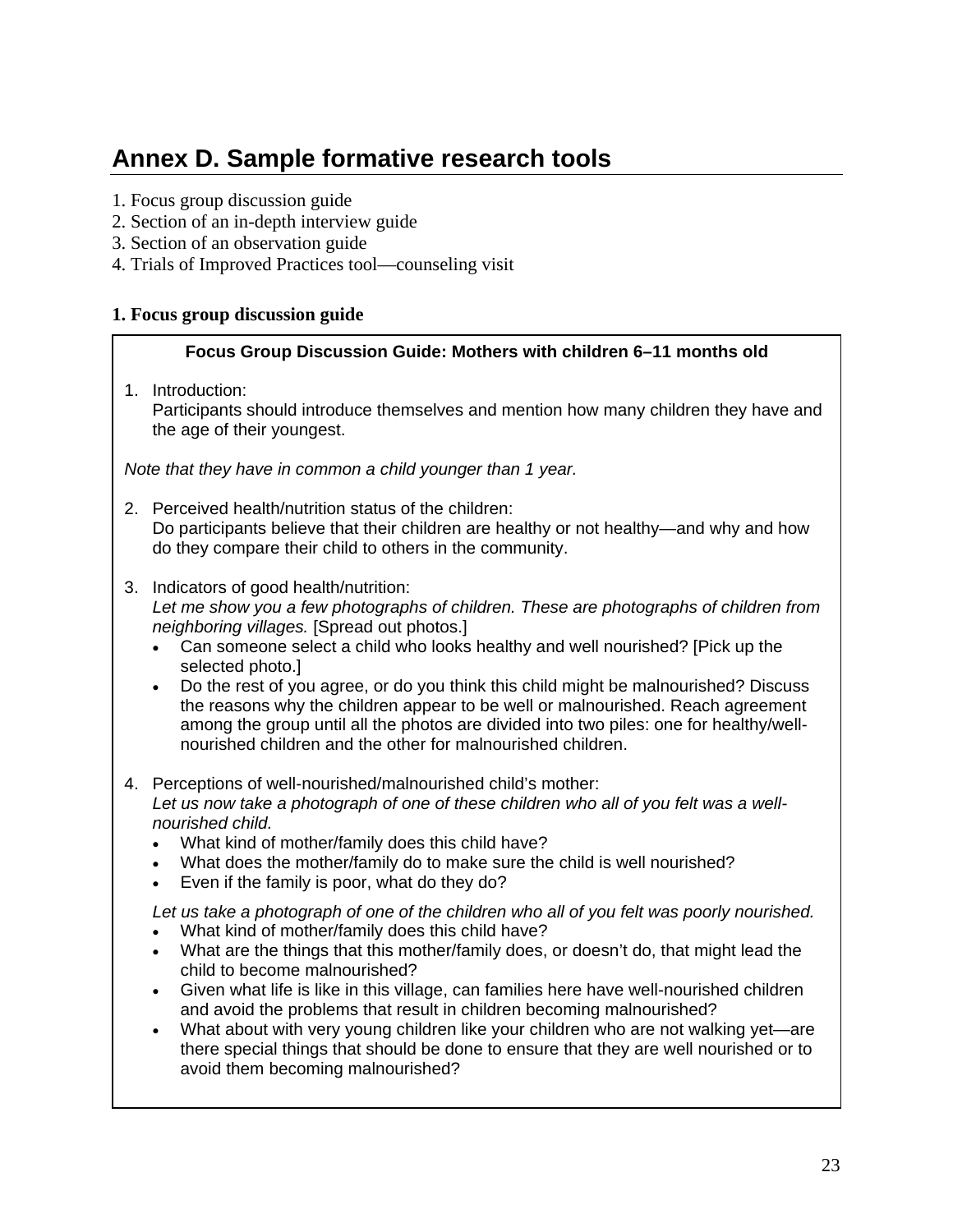# Annex D. Sample formative research tools

1. Focus group discussion guide
2. Section of an in-depth interview guide
3. Section of an observation guide
4. Trials of Improved Practices tool—counseling visit

### 1. Focus group discussion guide

**Focus Group Discussion Guide: Mothers with children 6–11 months old**

1. Introduction:
   Participants should introduce themselves and mention how many children they have and the age of their youngest.

*Note that they have in common a child younger than 1 year.*

2. Perceived health/nutrition status of the children:
   Do participants believe that their children are healthy or not healthy—and why and how do they compare their child to others in the community.

3. Indicators of good health/nutrition:
   *Let me show you a few photographs of children. These are photographs of children from neighboring villages.* [Spread out photos.]
   - Can someone select a child who looks healthy and well nourished? [Pick up the selected photo.]
   - Do the rest of you agree, or do you think this child might be malnourished? Discuss the reasons why the children appear to be well or malnourished. Reach agreement among the group until all the photos are divided into two piles: one for healthy/well-nourished children and the other for malnourished children.

4. Perceptions of well-nourished/malnourished child's mother:
   *Let us now take a photograph of one of these children who all of you felt was a well-nourished child.*
   - What kind of mother/family does this child have?
   - What does the mother/family do to make sure the child is well nourished?
   - Even if the family is poor, what do they do?

   *Let us take a photograph of one of the children who all of you felt was poorly nourished.*
   - What kind of mother/family does this child have?
   - What are the things that this mother/family does, or doesn't do, that might lead the child to become malnourished?
   - Given what life is like in this village, can families here have well-nourished children and avoid the problems that result in children becoming malnourished?
   - What about with very young children like your children who are not walking yet—are there special things that should be done to ensure that they are well nourished or to avoid them becoming malnourished?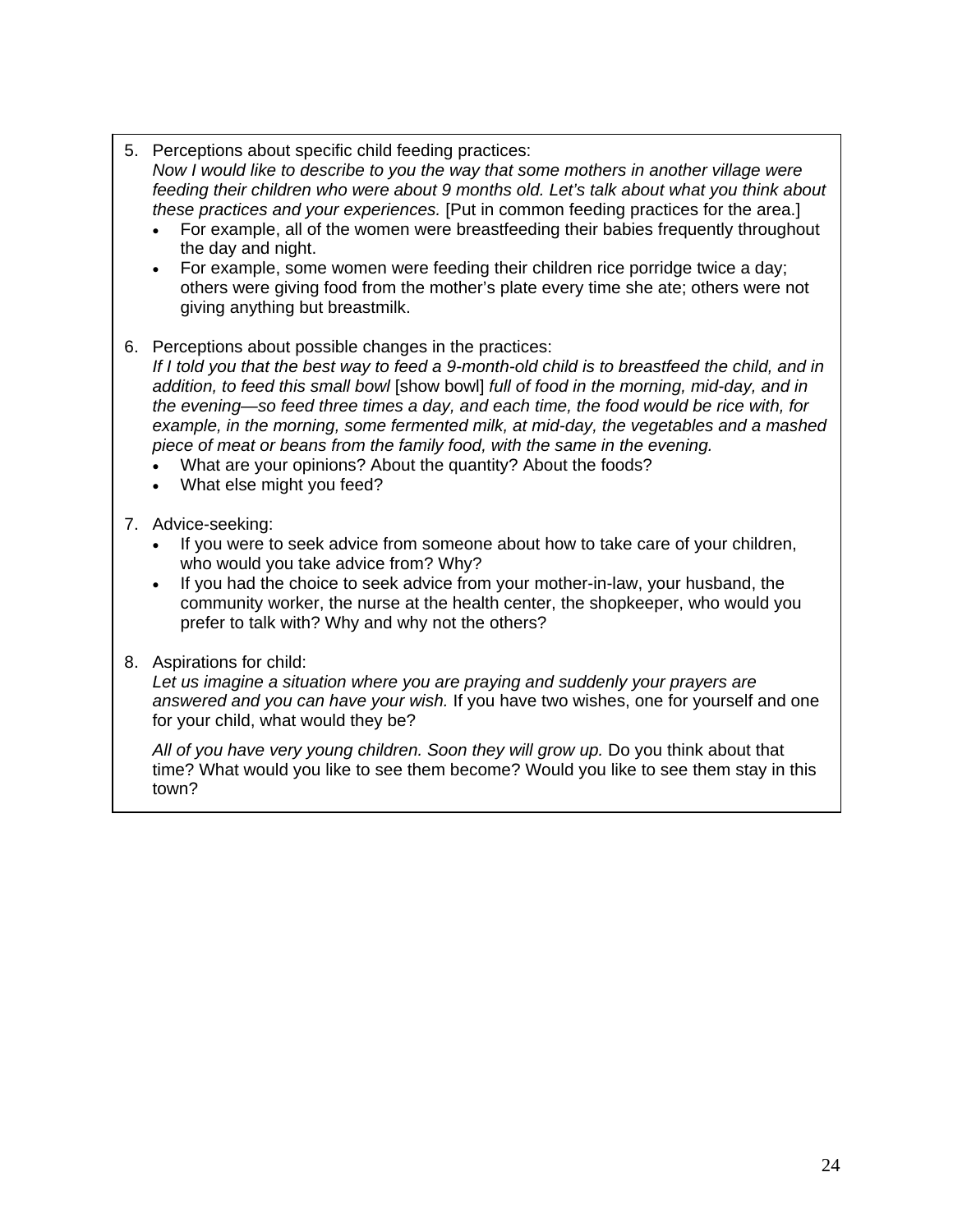5. Perceptions about specific child feeding practices:
   *Now I would like to describe to you the way that some mothers in another village were feeding their children who were about 9 months old. Let's talk about what you think about these practices and your experiences.* [Put in common feeding practices for the area.]
   - For example, all of the women were breastfeeding their babies frequently throughout the day and night.
   - For example, some women were feeding their children rice porridge twice a day; others were giving food from the mother's plate every time she ate; others were not giving anything but breastmilk.

6. Perceptions about possible changes in the practices:
   *If I told you that the best way to feed a 9-month-old child is to breastfeed the child, and in addition, to feed this small bowl* [show bowl] *full of food in the morning, mid-day, and in the evening—so feed three times a day, and each time, the food would be rice with, for example, in the morning, some fermented milk, at mid-day, the vegetables and a mashed piece of meat or beans from the family food, with the same in the evening.*
   - What are your opinions? About the quantity? About the foods?
   - What else might you feed?

7. Advice-seeking:
   - If you were to seek advice from someone about how to take care of your children, who would you take advice from? Why?
   - If you had the choice to seek advice from your mother-in-law, your husband, the community worker, the nurse at the health center, the shopkeeper, who would you prefer to talk with? Why and why not the others?

8. Aspirations for child:
   *Let us imagine a situation where you are praying and suddenly your prayers are answered and you can have your wish.* If you have two wishes, one for yourself and one for your child, what would they be?

   *All of you have very young children. Soon they will grow up.* Do you think about that time? What would you like to see them become? Would you like to see them stay in this town?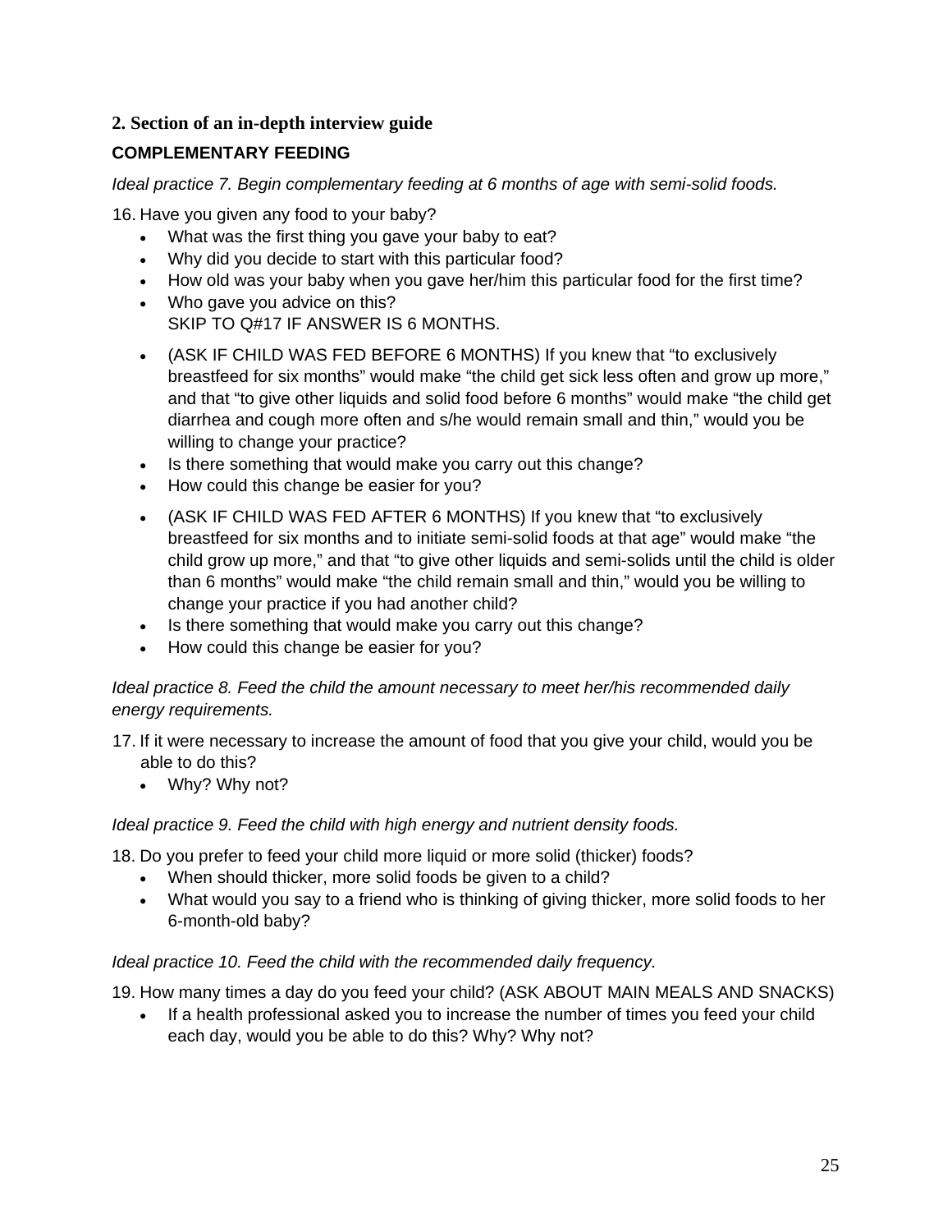## 2. Section of an in-depth interview guide

### COMPLEMENTARY FEEDING

*Ideal practice 7. Begin complementary feeding at 6 months of age with semi-solid foods.*

16. Have you given any food to your baby?
    - What was the first thing you gave your baby to eat?
    - Why did you decide to start with this particular food?
    - How old was your baby when you gave her/him this particular food for the first time?
    - Who gave you advice on this?
      SKIP TO Q#17 IF ANSWER IS 6 MONTHS.
    - (ASK IF CHILD WAS FED BEFORE 6 MONTHS) If you knew that "to exclusively breastfeed for six months" would make "the child get sick less often and grow up more," and that "to give other liquids and solid food before 6 months" would make "the child get diarrhea and cough more often and s/he would remain small and thin," would you be willing to change your practice?
    - Is there something that would make you carry out this change?
    - How could this change be easier for you?
    - (ASK IF CHILD WAS FED AFTER 6 MONTHS) If you knew that "to exclusively breastfeed for six months and to initiate semi-solid foods at that age" would make "the child grow up more," and that "to give other liquids and semi-solids until the child is older than 6 months" would make "the child remain small and thin," would you be willing to change your practice if you had another child?
    - Is there something that would make you carry out this change?
    - How could this change be easier for you?

*Ideal practice 8. Feed the child the amount necessary to meet her/his recommended daily energy requirements.*

17. If it were necessary to increase the amount of food that you give your child, would you be able to do this?
    - Why? Why not?

*Ideal practice 9. Feed the child with high energy and nutrient density foods.*

18. Do you prefer to feed your child more liquid or more solid (thicker) foods?
    - When should thicker, more solid foods be given to a child?
    - What would you say to a friend who is thinking of giving thicker, more solid foods to her 6-month-old baby?

*Ideal practice 10. Feed the child with the recommended daily frequency.*

19. How many times a day do you feed your child? (ASK ABOUT MAIN MEALS AND SNACKS)
    - If a health professional asked you to increase the number of times you feed your child each day, would you be able to do this? Why? Why not?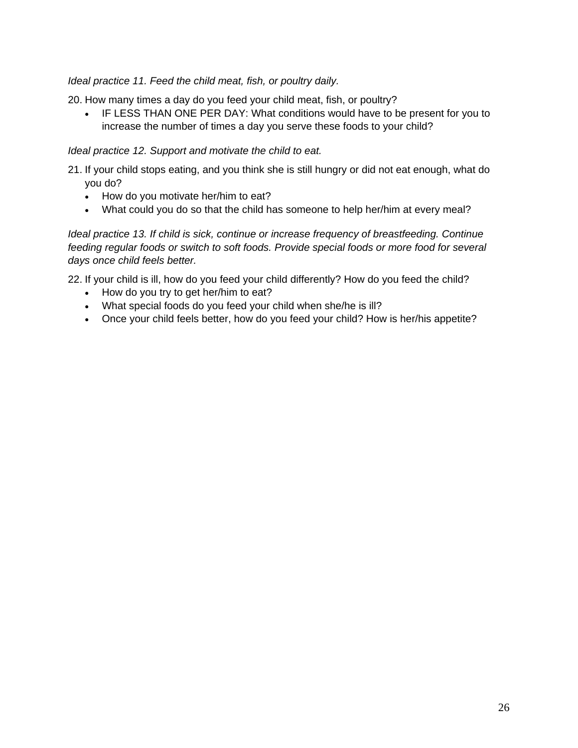*Ideal practice 11. Feed the child meat, fish, or poultry daily.*

20. How many times a day do you feed your child meat, fish, or poultry?
    - IF LESS THAN ONE PER DAY: What conditions would have to be present for you to increase the number of times a day you serve these foods to your child?

*Ideal practice 12. Support and motivate the child to eat.*

21. If your child stops eating, and you think she is still hungry or did not eat enough, what do you do?
    - How do you motivate her/him to eat?
    - What could you do so that the child has someone to help her/him at every meal?

*Ideal practice 13. If child is sick, continue or increase frequency of breastfeeding. Continue feeding regular foods or switch to soft foods. Provide special foods or more food for several days once child feels better.*

22. If your child is ill, how do you feed your child differently? How do you feed the child?
    - How do you try to get her/him to eat?
    - What special foods do you feed your child when she/he is ill?
    - Once your child feels better, how do you feed your child? How is her/his appetite?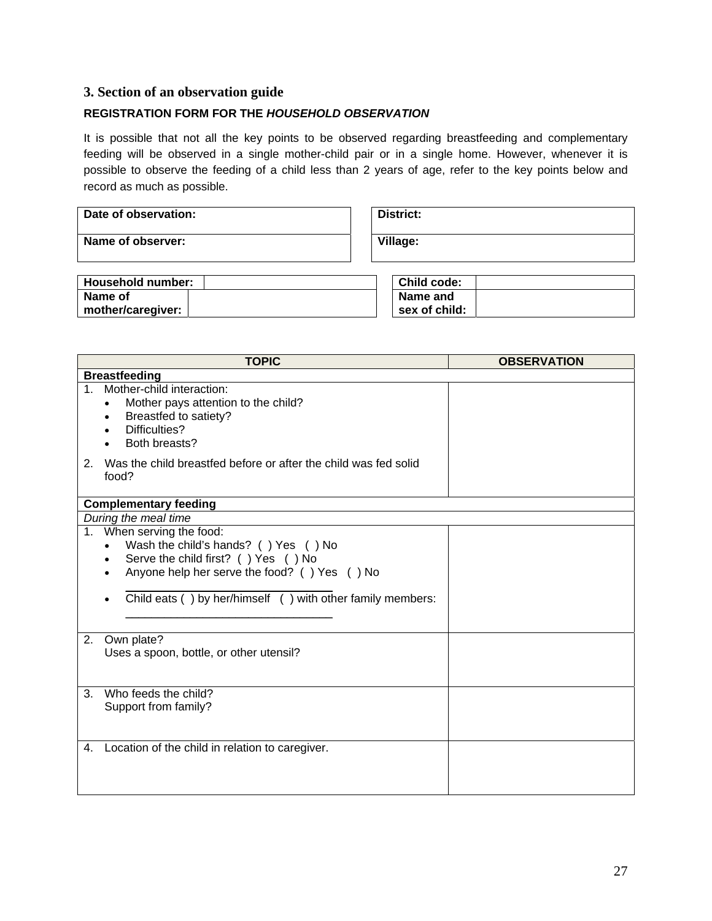### 3. Section of an observation guide

**REGISTRATION FORM FOR THE *HOUSEHOLD OBSERVATION***

It is possible that not all the key points to be observed regarding breastfeeding and complementary feeding will be observed in a single mother-child pair or in a single home. However, whenever it is possible to observe the feeding of a child less than 2 years of age, refer to the key points below and record as much as possible.

| **Date of observation:** | **District:** |
|---|---|
| **Name of observer:** | **Village:** |

| **Household number:** | | **Child code:** | |
|---|---|---|---|
| **Name of mother/caregiver:** | | **Name and sex of child:** | |

| TOPIC | OBSERVATION |
|---|---|
| **Breastfeeding** | |
| 1. Mother-child interaction:<br>• Mother pays attention to the child?<br>• Breastfed to satiety?<br>• Difficulties?<br>• Both breasts?<br><br>2. Was the child breastfed before or after the child was fed solid food? | |
| **Complementary feeding** | |
| *During the meal time* | |
| 1. When serving the food:<br>• Wash the child's hands? ( ) Yes ( ) No<br>• Serve the child first? ( ) Yes ( ) No<br>• Anyone help her serve the food? ( ) Yes ( ) No<br>________________________________<br>• Child eats ( ) by her/himself ( ) with other family members:<br>________________________________ | |
| 2. Own plate?<br>Uses a spoon, bottle, or other utensil? | |
| 3. Who feeds the child?<br>Support from family? | |
| 4. Location of the child in relation to caregiver. | |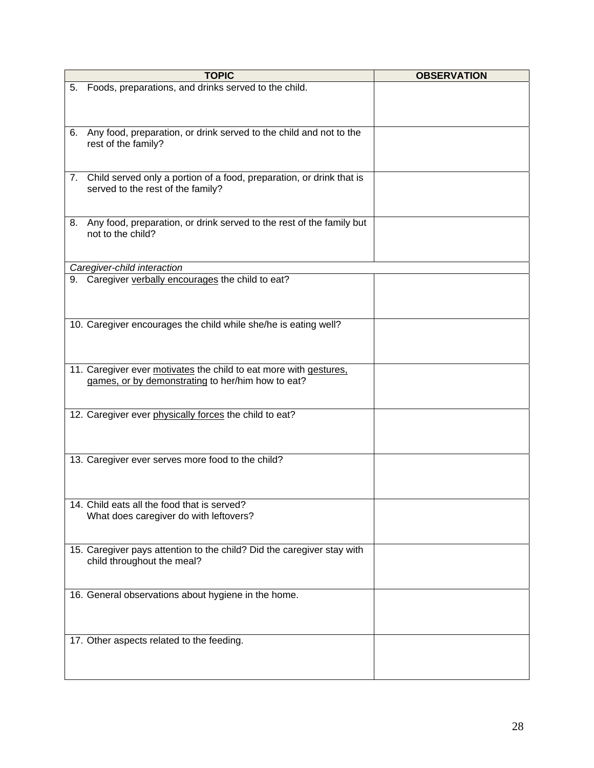| TOPIC | OBSERVATION |
|---|---|
| 5. Foods, preparations, and drinks served to the child. | |
| 6. Any food, preparation, or drink served to the child and not to the rest of the family? | |
| 7. Child served only a portion of a food, preparation, or drink that is served to the rest of the family? | |
| 8. Any food, preparation, or drink served to the rest of the family but not to the child? | |
| *Caregiver-child interaction* | |
| 9. Caregiver verbally encourages the child to eat? | |
| 10. Caregiver encourages the child while she/he is eating well? | |
| 11. Caregiver ever motivates the child to eat more with gestures, games, or by demonstrating to her/him how to eat? | |
| 12. Caregiver ever physically forces the child to eat? | |
| 13. Caregiver ever serves more food to the child? | |
| 14. Child eats all the food that is served? What does caregiver do with leftovers? | |
| 15. Caregiver pays attention to the child? Did the caregiver stay with child throughout the meal? | |
| 16. General observations about hygiene in the home. | |
| 17. Other aspects related to the feeding. | |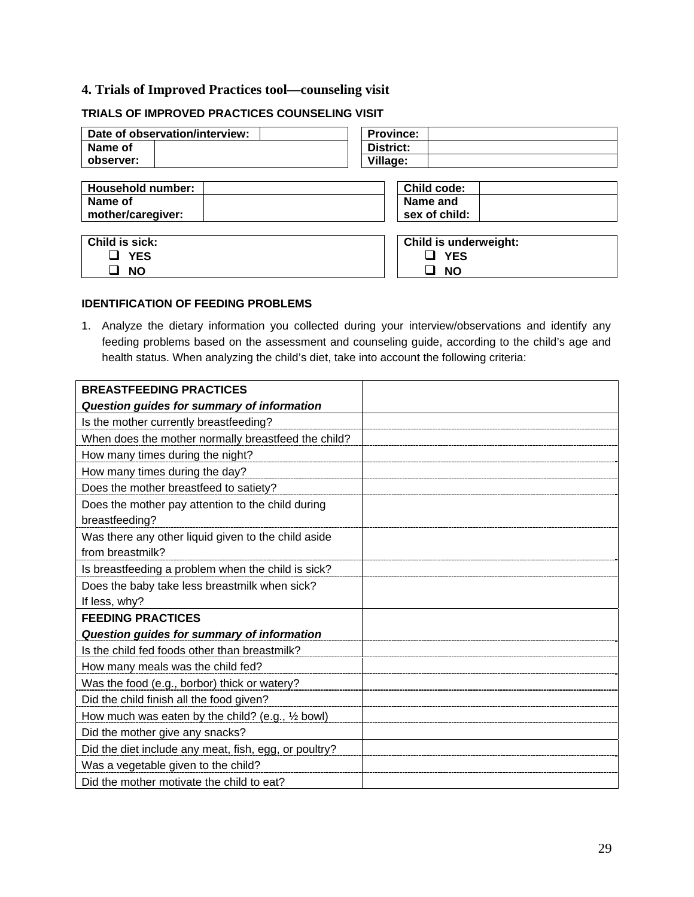## 4. Trials of Improved Practices tool—counseling visit

**TRIALS OF IMPROVED PRACTICES COUNSELING VISIT**

| **Date of observation/interview:** | |
|---|---|
| **Name of observer:** | |

| **Province:** | |
|---|---|
| **District:** | |
| **Village:** | |

| **Household number:** | |
|---|---|
| **Name of mother/caregiver:** | |

| **Child code:** | |
|---|---|
| **Name and sex of child:** | |

**Child is sick:**
- ❑ **YES**
- ❑ **NO**

**Child is underweight:**
- ❑ **YES**
- ❑ **NO**

**IDENTIFICATION OF FEEDING PROBLEMS**

1. Analyze the dietary information you collected during your interview/observations and identify any feeding problems based on the assessment and counseling guide, according to the child's age and health status. When analyzing the child's diet, take into account the following criteria:

| **BREASTFEEDING PRACTICES** *Question guides for summary of information* | |
|---|---|
| Is the mother currently breastfeeding? | |
| When does the mother normally breastfeed the child? | |
| How many times during the night? | |
| How many times during the day? | |
| Does the mother breastfeed to satiety? | |
| Does the mother pay attention to the child during breastfeeding? | |
| Was there any other liquid given to the child aside from breastmilk? | |
| Is breastfeeding a problem when the child is sick? | |
| Does the baby take less breastmilk when sick? If less, why? | |
| **FEEDING PRACTICES** *Question guides for summary of information* | |
| Is the child fed foods other than breastmilk? | |
| How many meals was the child fed? | |
| Was the food (e.g., borbor) thick or watery? | |
| Did the child finish all the food given? | |
| How much was eaten by the child? (e.g., ½ bowl) | |
| Did the mother give any snacks? | |
| Did the diet include any meat, fish, egg, or poultry? | |
| Was a vegetable given to the child? | |
| Did the mother motivate the child to eat? | |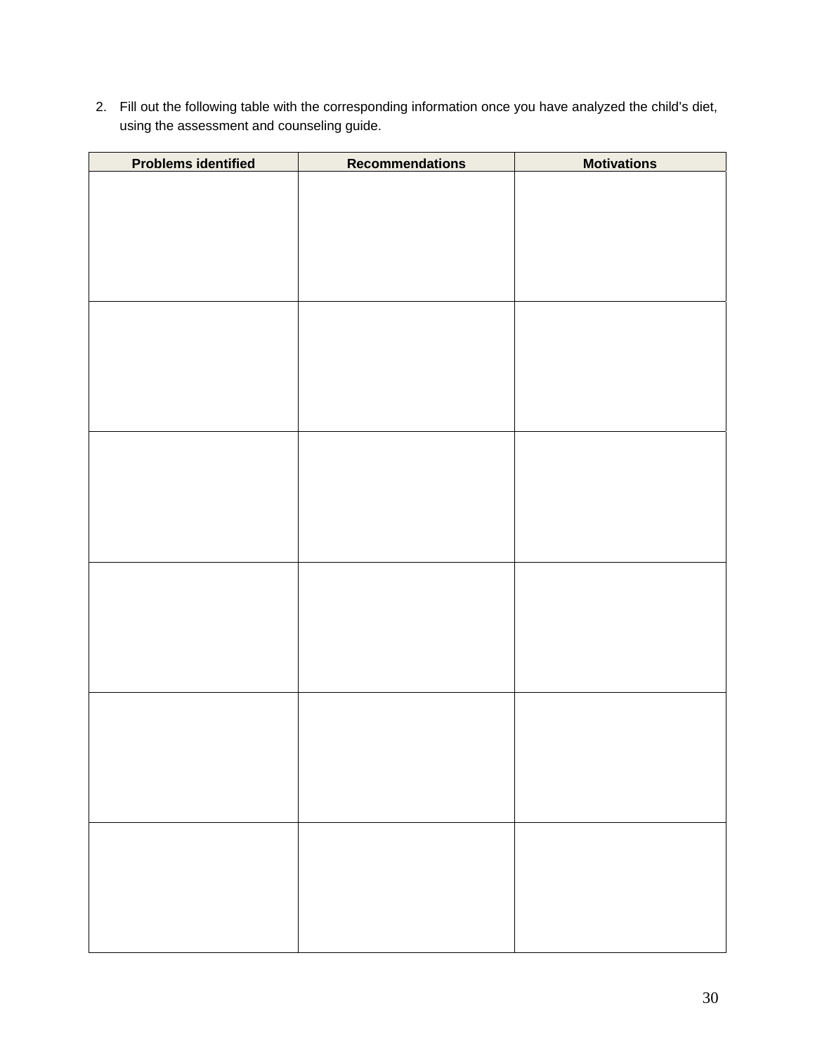2. Fill out the following table with the corresponding information once you have analyzed the child's diet, using the assessment and counseling guide.

| Problems identified | Recommendations | Motivations |
| --- | --- | --- |
| | | |
| | | |
| | | |
| | | |
| | | |
| | | |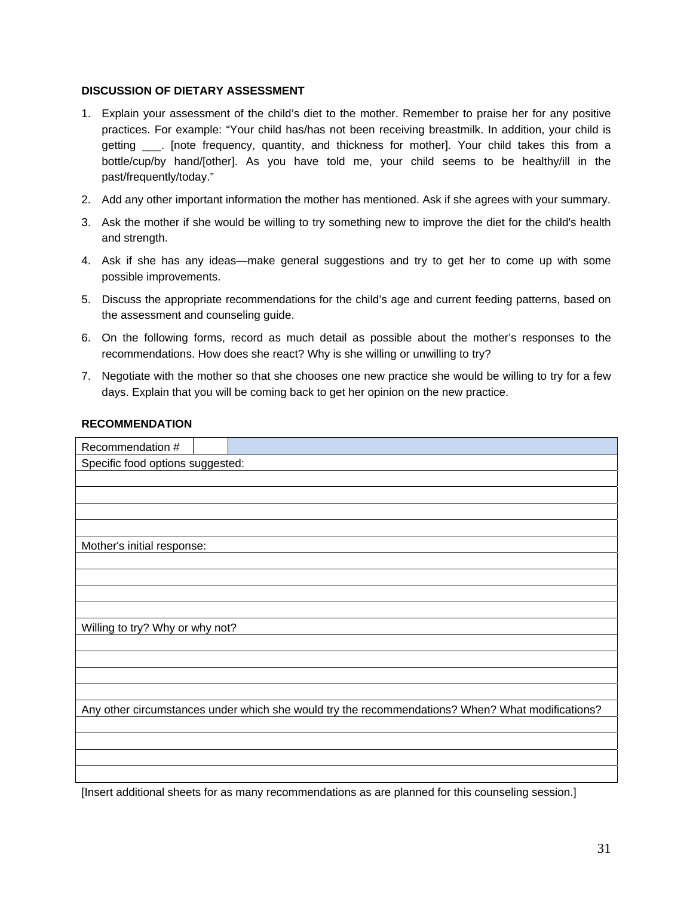**DISCUSSION OF DIETARY ASSESSMENT**

1. Explain your assessment of the child's diet to the mother. Remember to praise her for any positive practices. For example: "Your child has/has not been receiving breastmilk. In addition, your child is getting ___. [note frequency, quantity, and thickness for mother]. Your child takes this from a bottle/cup/by hand/[other]. As you have told me, your child seems to be healthy/ill in the past/frequently/today."
2. Add any other important information the mother has mentioned. Ask if she agrees with your summary.
3. Ask the mother if she would be willing to try something new to improve the diet for the child's health and strength.
4. Ask if she has any ideas—make general suggestions and try to get her to come up with some possible improvements.
5. Discuss the appropriate recommendations for the child's age and current feeding patterns, based on the assessment and counseling guide.
6. On the following forms, record as much detail as possible about the mother's responses to the recommendations. How does she react? Why is she willing or unwilling to try?
7. Negotiate with the mother so that she chooses one new practice she would be willing to try for a few days. Explain that you will be coming back to get her opinion on the new practice.

**RECOMMENDATION**

| Recommendation # | | |
|---|---|---|
| Specific food options suggested: | | |
| | | |
| | | |
| | | |
| | | |
| Mother's initial response: | | |
| | | |
| | | |
| | | |
| | | |
| Willing to try? Why or why not? | | |
| | | |
| | | |
| | | |
| | | |
| Any other circumstances under which she would try the recommendations? When? What modifications? | | |
| | | |
| | | |
| | | |
| | | |

[Insert additional sheets for as many recommendations as are planned for this counseling session.]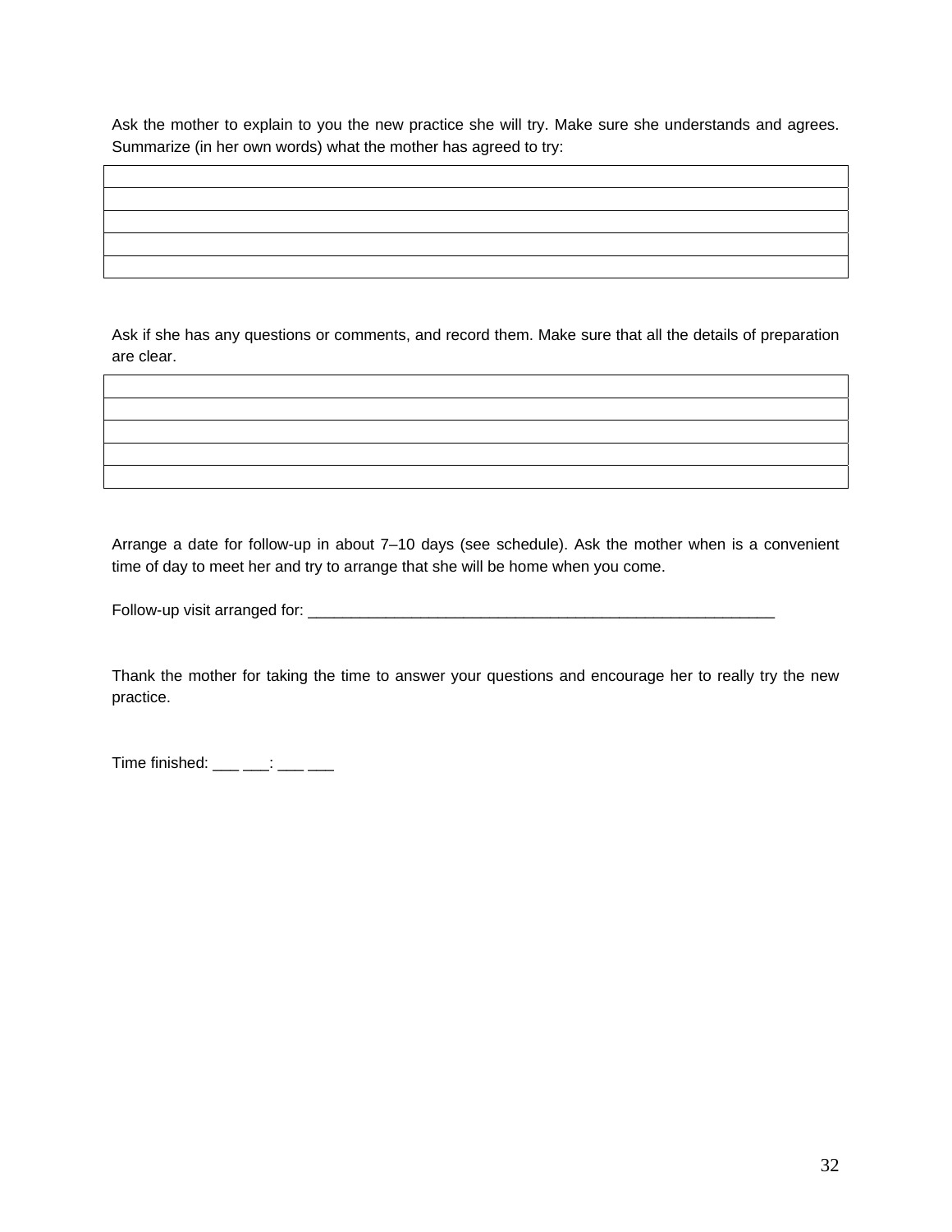Ask the mother to explain to you the new practice she will try. Make sure she understands and agrees. Summarize (in her own words) what the mother has agreed to try:

| |
|---|
| |
| |
| |
| |

Ask if she has any questions or comments, and record them. Make sure that all the details of preparation are clear.

| |
|---|
| |
| |
| |
| |

Arrange a date for follow-up in about 7–10 days (see schedule). Ask the mother when is a convenient time of day to meet her and try to arrange that she will be home when you come.

Follow-up visit arranged for: ___________________________________________________________

Thank the mother for taking the time to answer your questions and encourage her to really try the new practice.

Time finished: ___ ___: ___ ___